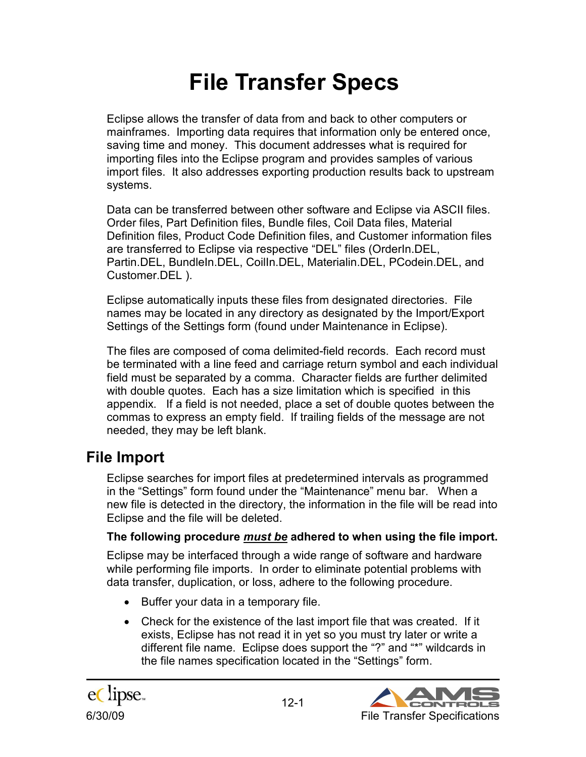# File Transfer Specs

Eclipse allows the transfer of data from and back to other computers or mainframes. Importing data requires that information only be entered once, saving time and money. This document addresses what is required for importing files into the Eclipse program and provides samples of various import files. It also addresses exporting production results back to upstream systems.

Data can be transferred between other software and Eclipse via ASCII files. Order files, Part Definition files, Bundle files, Coil Data files, Material Definition files, Product Code Definition files, and Customer information files are transferred to Eclipse via respective "DEL" files (OrderIn.DEL, Partin.DEL, BundleIn.DEL, CoilIn.DEL, Materialin.DEL, PCodein.DEL, and Customer.DEL ).

Eclipse automatically inputs these files from designated directories. File names may be located in any directory as designated by the Import/Export Settings of the Settings form (found under Maintenance in Eclipse).

The files are composed of coma delimited-field records. Each record must be terminated with a line feed and carriage return symbol and each individual field must be separated by a comma. Character fields are further delimited with double quotes. Each has a size limitation which is specified in this appendix. If a field is not needed, place a set of double quotes between the commas to express an empty field. If trailing fields of the message are not needed, they may be left blank.

## File Import

Eclipse searches for import files at predetermined intervals as programmed in the "Settings" form found under the "Maintenance" menu bar. When a new file is detected in the directory, the information in the file will be read into Eclipse and the file will be deleted.

**The following procedure *must be* adhered to when using the file import.**

Eclipse may be interfaced through a wide range of software and hardware while performing file imports. In order to eliminate potential problems with data transfer, duplication, or loss, adhere to the following procedure.

- Buffer your data in a temporary file.
- Check for the existence of the last import file that was created. If it exists, Eclipse has not read it in yet so you must try later or write a different file name. Eclipse does support the "?" and "*" wildcards in the file names specification located in the "Settings" form.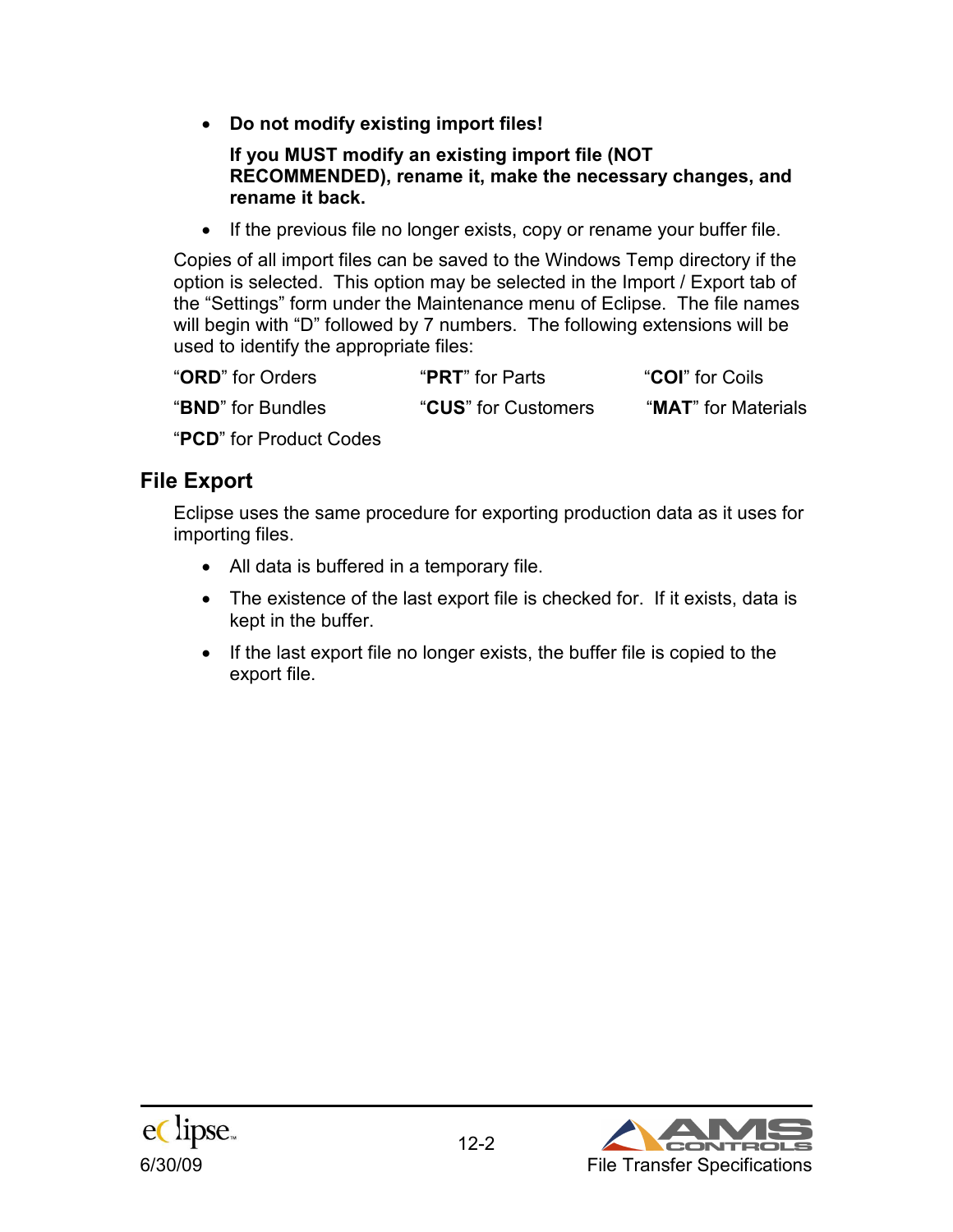- **Do not modify existing import files!**

  **If you MUST modify an existing import file (NOT RECOMMENDED), rename it, make the necessary changes, and rename it back.**

- If the previous file no longer exists, copy or rename your buffer file.

Copies of all import files can be saved to the Windows Temp directory if the option is selected. This option may be selected in the Import / Export tab of the "Settings" form under the Maintenance menu of Eclipse. The file names will begin with "D" followed by 7 numbers. The following extensions will be used to identify the appropriate files:

"**ORD**" for Orders

"**PRT**" for Parts

"**COI**" for Coils

"**BND**" for Bundles

"**CUS**" for Customers

"**MAT**" for Materials

"**PCD**" for Product Codes

## File Export

Eclipse uses the same procedure for exporting production data as it uses for importing files.

- All data is buffered in a temporary file.
- The existence of the last export file is checked for. If it exists, data is kept in the buffer.
- If the last export file no longer exists, the buffer file is copied to the export file.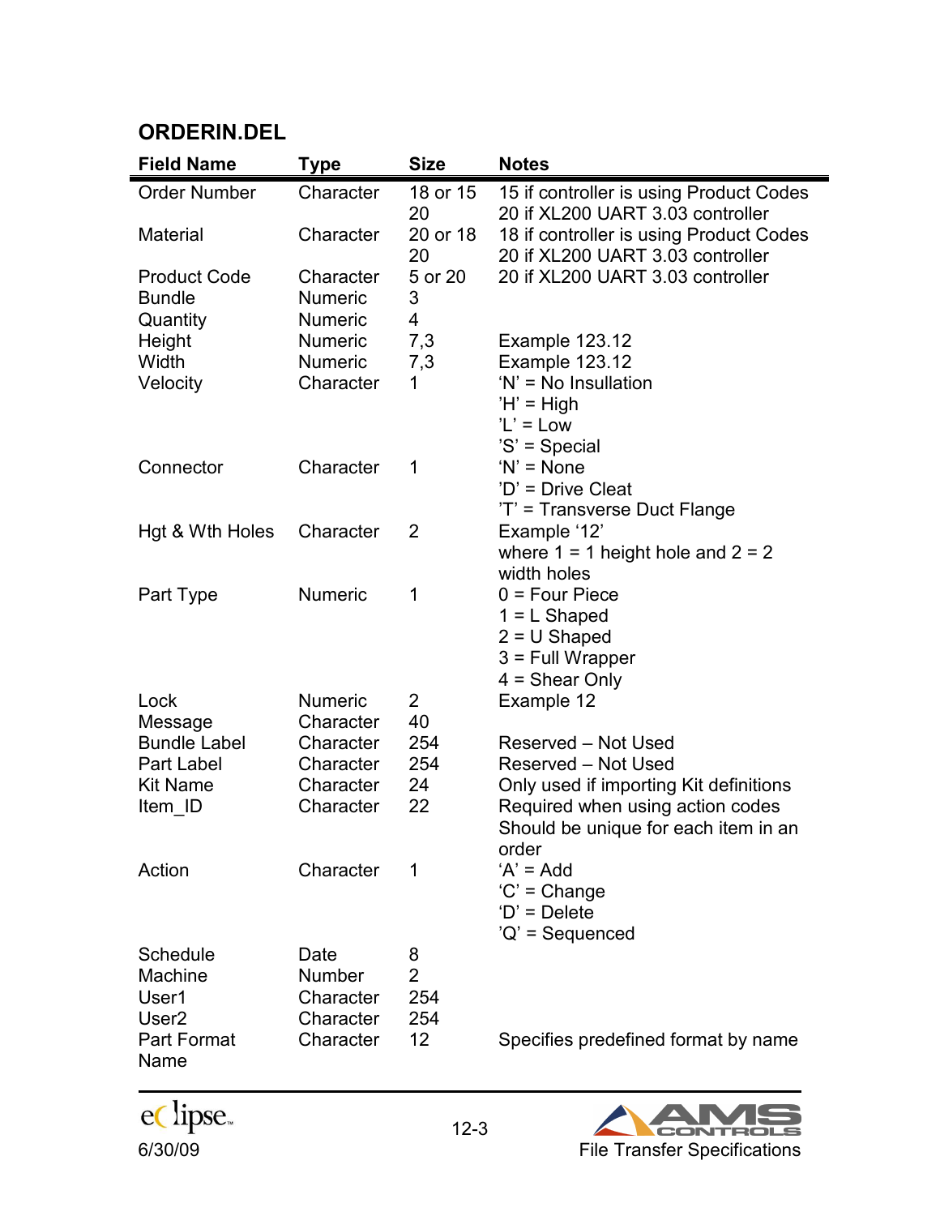## ORDERIN.DEL

| Field Name | Type | Size | Notes |
|---|---|---|---|
| Order Number | Character | 18 or 15<br>20 | 15 if controller is using Product Codes<br>20 if XL200 UART 3.03 controller |
| Material | Character | 20 or 18<br>20 | 18 if controller is using Product Codes<br>20 if XL200 UART 3.03 controller |
| Product Code | Character | 5 or 20 | 20 if XL200 UART 3.03 controller |
| Bundle | Numeric | 3 | |
| Quantity | Numeric | 4 | |
| Height | Numeric | 7,3 | Example 123.12 |
| Width | Numeric | 7,3 | Example 123.12 |
| Velocity | Character | 1 | 'N' = No Insullation<br>'H' = High<br>'L' = Low<br>'S' = Special |
| Connector | Character | 1 | 'N' = None<br>'D' = Drive Cleat<br>'T' = Transverse Duct Flange |
| Hgt & Wth Holes | Character | 2 | Example '12'<br>where 1 = 1 height hole and 2 = 2 width holes |
| Part Type | Numeric | 1 | 0 = Four Piece<br>1 = L Shaped<br>2 = U Shaped<br>3 = Full Wrapper<br>4 = Shear Only |
| Lock | Numeric | 2 | Example 12 |
| Message | Character | 40 | |
| Bundle Label | Character | 254 | Reserved – Not Used |
| Part Label | Character | 254 | Reserved – Not Used |
| Kit Name | Character | 24 | Only used if importing Kit definitions |
| Item_ID | Character | 22 | Required when using action codes<br>Should be unique for each item in an order |
| Action | Character | 1 | 'A' = Add<br>'C' = Change<br>'D' = Delete<br>'Q' = Sequenced |
| Schedule | Date | 8 | |
| Machine | Number | 2 | |
| User1 | Character | 254 | |
| User2 | Character | 254 | |
| Part Format Name | Character | 12 | Specifies predefined format by name |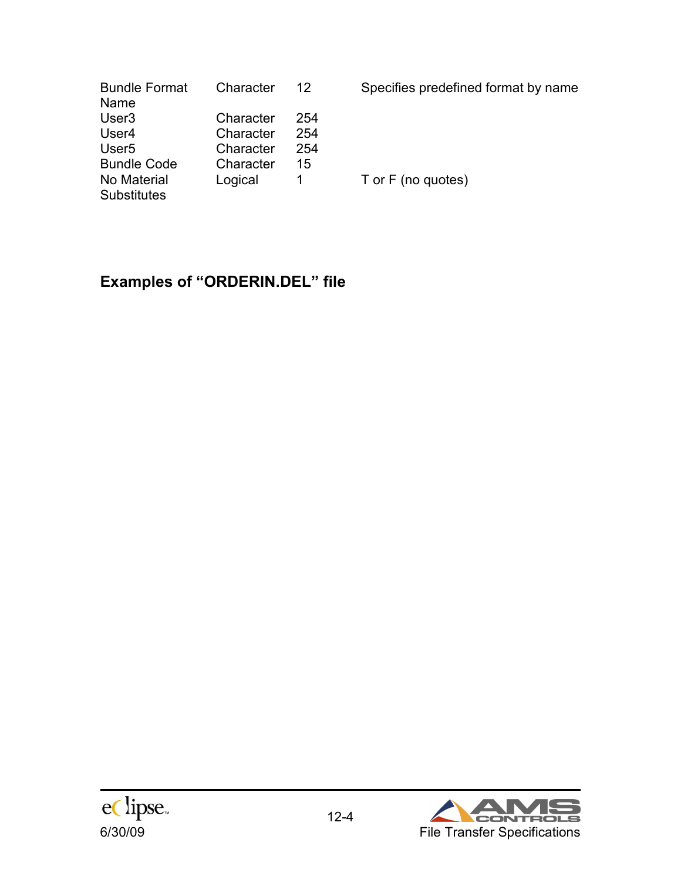| | | | |
|---|---|---|---|
| Bundle Format Name | Character | 12 | Specifies predefined format by name |
| User3 | Character | 254 | |
| User4 | Character | 254 | |
| User5 | Character | 254 | |
| Bundle Code | Character | 15 | |
| No Material Substitutes | Logical | 1 | T or F (no quotes) |

## Examples of "ORDERIN.DEL" file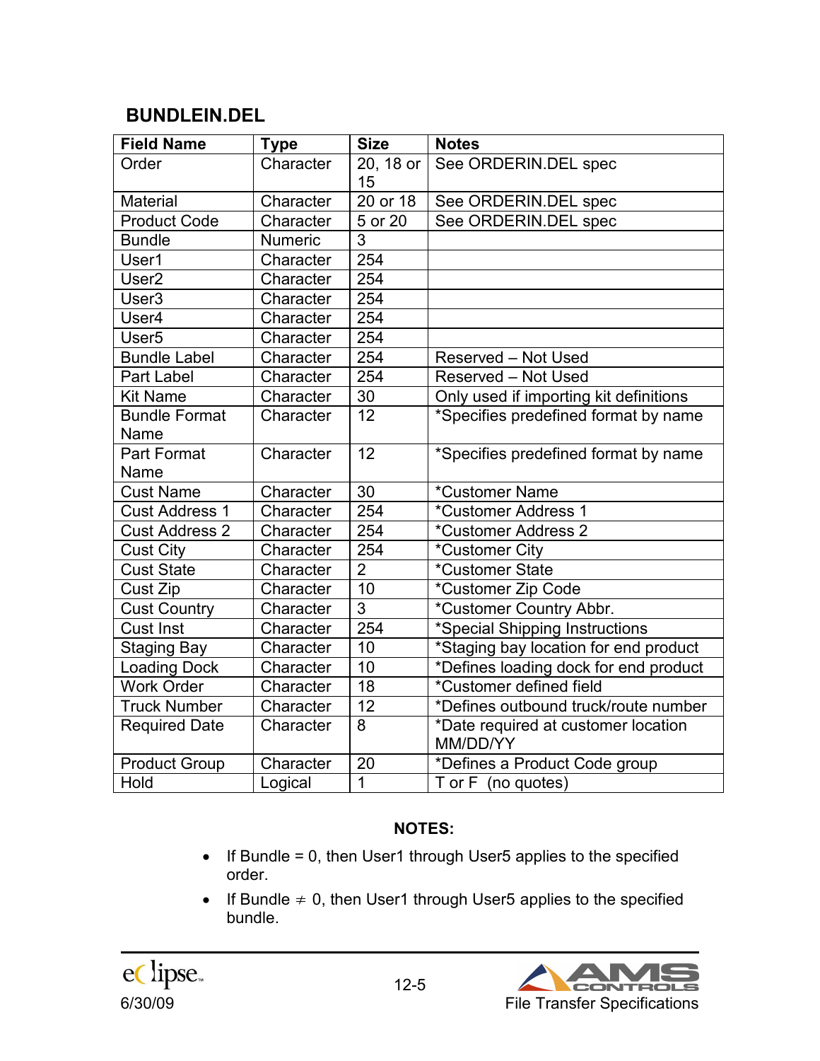## BUNDLEIN.DEL

| Field Name | Type | Size | Notes |
|---|---|---|---|
| Order | Character | 20, 18 or 15 | See ORDERIN.DEL spec |
| Material | Character | 20 or 18 | See ORDERIN.DEL spec |
| Product Code | Character | 5 or 20 | See ORDERIN.DEL spec |
| Bundle | Numeric | 3 | |
| User1 | Character | 254 | |
| User2 | Character | 254 | |
| User3 | Character | 254 | |
| User4 | Character | 254 | |
| User5 | Character | 254 | |
| Bundle Label | Character | 254 | Reserved – Not Used |
| Part Label | Character | 254 | Reserved – Not Used |
| Kit Name | Character | 30 | Only used if importing kit definitions |
| Bundle Format Name | Character | 12 | *Specifies predefined format by name |
| Part Format Name | Character | 12 | *Specifies predefined format by name |
| Cust Name | Character | 30 | *Customer Name |
| Cust Address 1 | Character | 254 | *Customer Address 1 |
| Cust Address 2 | Character | 254 | *Customer Address 2 |
| Cust City | Character | 254 | *Customer City |
| Cust State | Character | 2 | *Customer State |
| Cust Zip | Character | 10 | *Customer Zip Code |
| Cust Country | Character | 3 | *Customer Country Abbr. |
| Cust Inst | Character | 254 | *Special Shipping Instructions |
| Staging Bay | Character | 10 | *Staging bay location for end product |
| Loading Dock | Character | 10 | *Defines loading dock for end product |
| Work Order | Character | 18 | *Customer defined field |
| Truck Number | Character | 12 | *Defines outbound truck/route number |
| Required Date | Character | 8 | *Date required at customer location MM/DD/YY |
| Product Group | Character | 20 | *Defines a Product Code group |
| Hold | Logical | 1 | T or F (no quotes) |

**NOTES:**

- If Bundle = 0, then User1 through User5 applies to the specified order.
- If Bundle ≠ 0, then User1 through User5 applies to the specified bundle.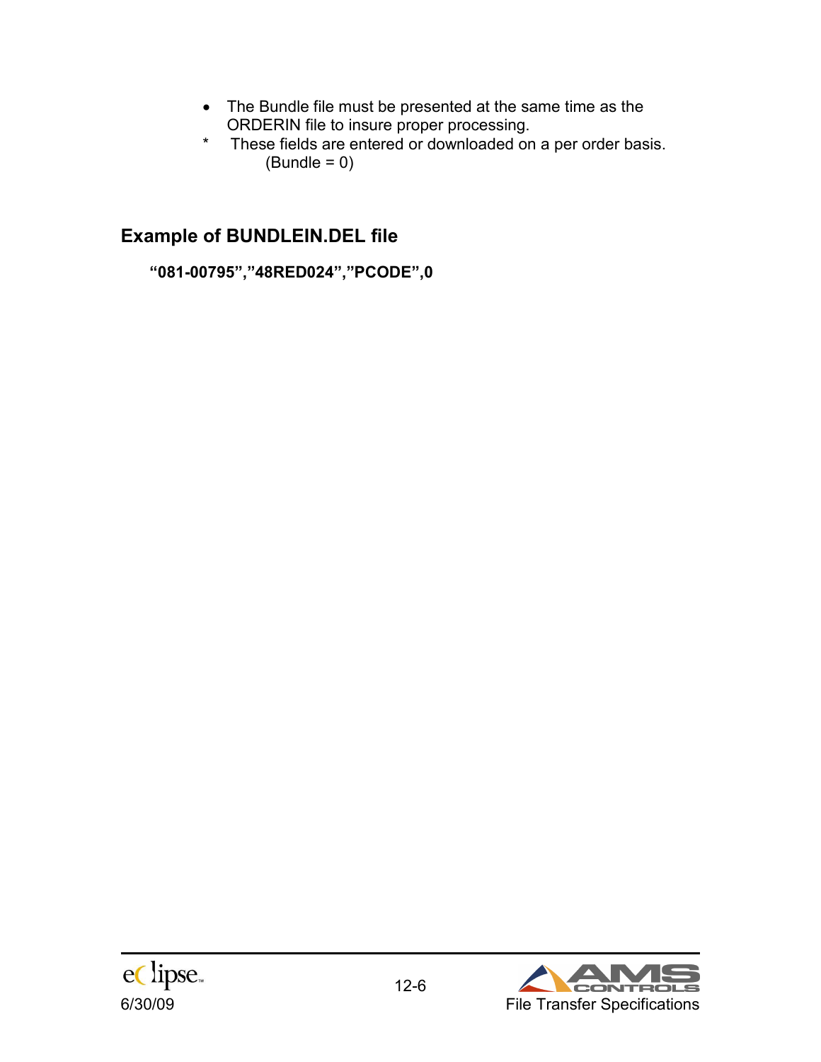- The Bundle file must be presented at the same time as the ORDERIN file to insure proper processing.

\* These fields are entered or downloaded on a per order basis. (Bundle = 0)

## Example of BUNDLEIN.DEL file

**“081-00795”,”48RED024”,”PCODE”,0**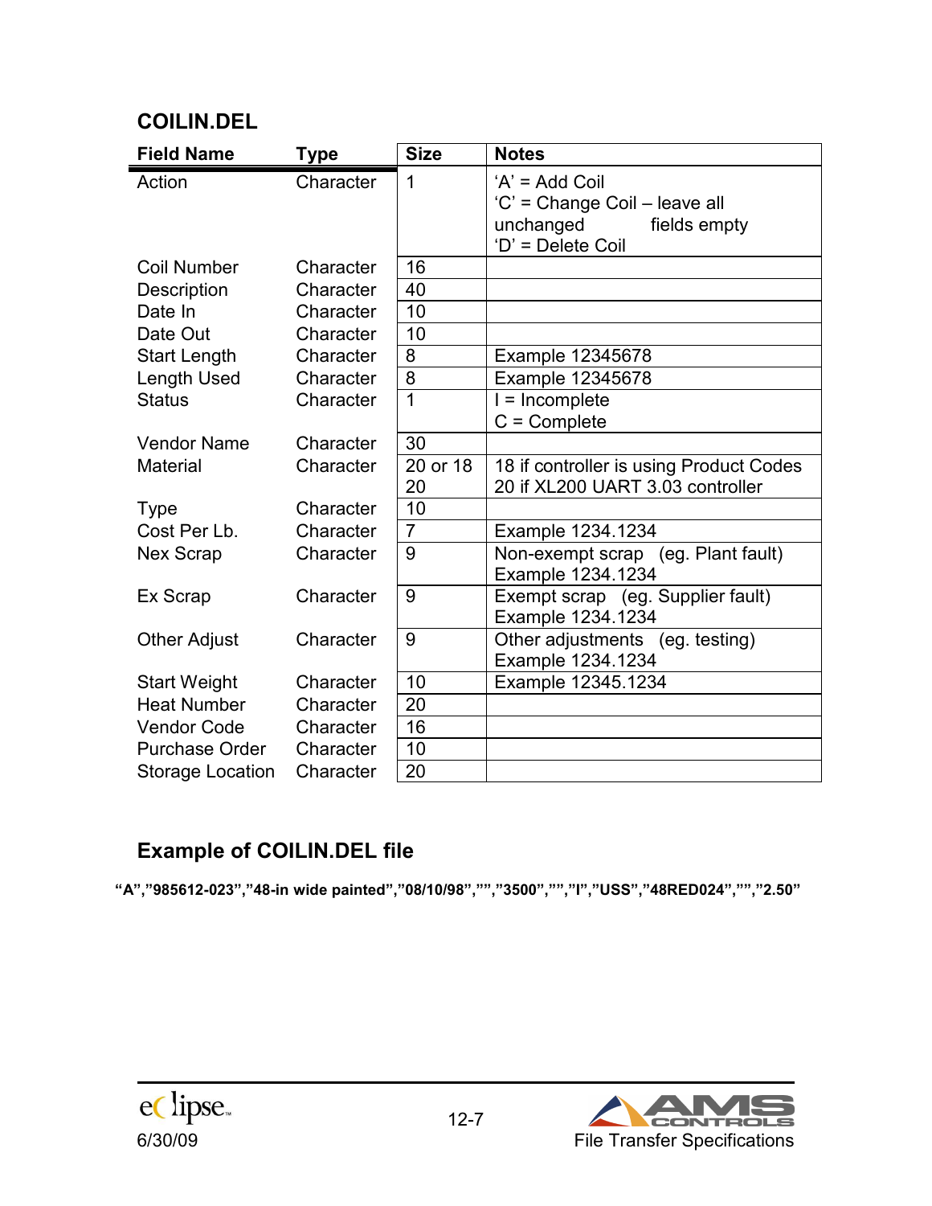## COILIN.DEL

| Field Name | Type | Size | Notes |
|---|---|---|---|
| Action | Character | 1 | 'A' = Add Coil<br>'C' = Change Coil – leave all unchanged fields empty<br>'D' = Delete Coil |
| Coil Number | Character | 16 | |
| Description | Character | 40 | |
| Date In | Character | 10 | |
| Date Out | Character | 10 | |
| Start Length | Character | 8 | Example 12345678 |
| Length Used | Character | 8 | Example 12345678 |
| Status | Character | 1 | I = Incomplete<br>C = Complete |
| Vendor Name | Character | 30 | |
| Material | Character | 20 or 18<br>20 | 18 if controller is using Product Codes<br>20 if XL200 UART 3.03 controller |
| Type | Character | 10 | |
| Cost Per Lb. | Character | 7 | Example 1234.1234 |
| Nex Scrap | Character | 9 | Non-exempt scrap (eg. Plant fault)<br>Example 1234.1234 |
| Ex Scrap | Character | 9 | Exempt scrap (eg. Supplier fault)<br>Example 1234.1234 |
| Other Adjust | Character | 9 | Other adjustments (eg. testing)<br>Example 1234.1234 |
| Start Weight | Character | 10 | Example 12345.1234 |
| Heat Number | Character | 20 | |
| Vendor Code | Character | 16 | |
| Purchase Order | Character | 10 | |
| Storage Location | Character | 20 | |

## Example of COILIN.DEL file

**"A","985612-023","48-in wide painted","08/10/98","","3500","","I","USS","48RED024","","2.50"**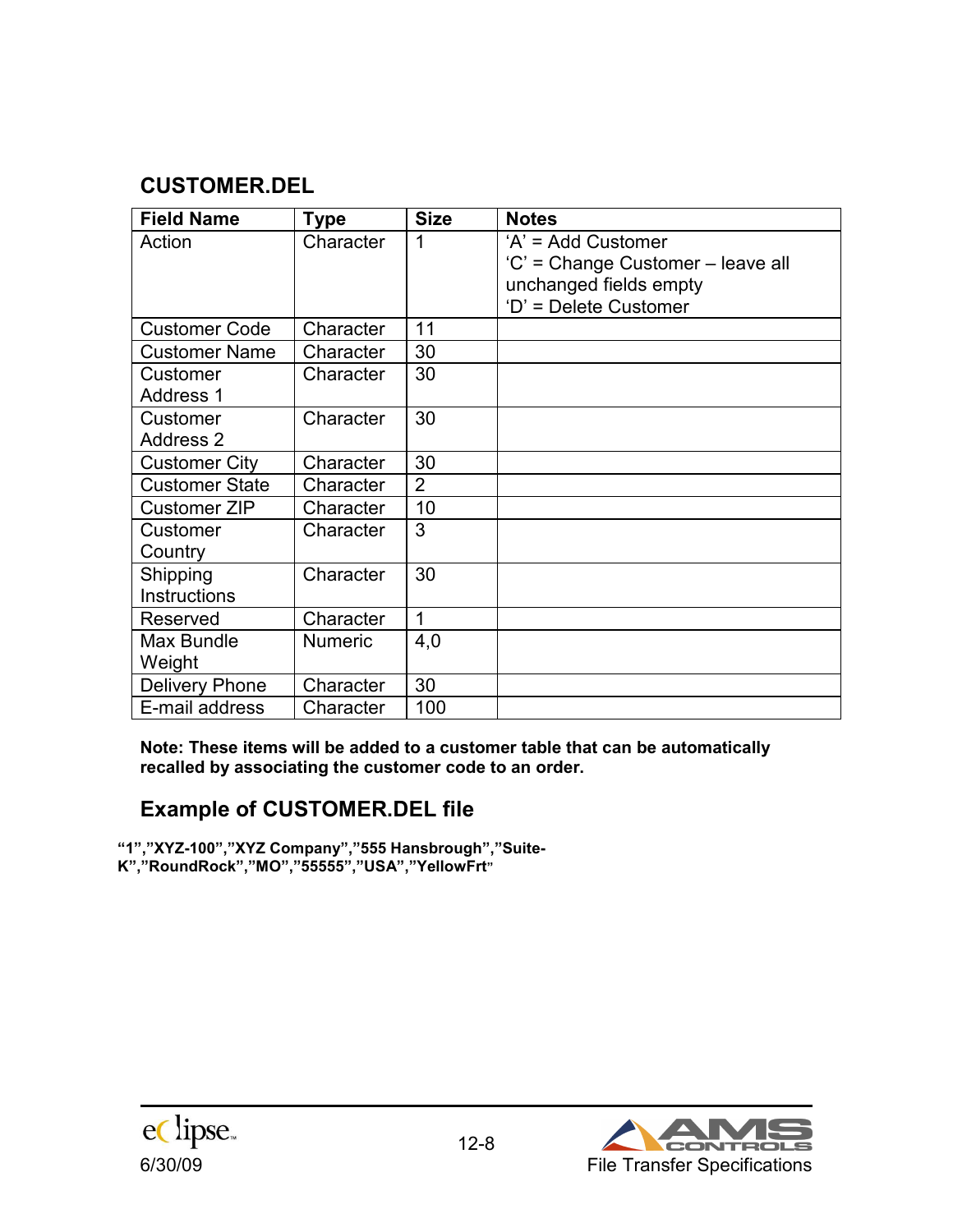## CUSTOMER.DEL

| Field Name | Type | Size | Notes |
|---|---|---|---|
| Action | Character | 1 | 'A' = Add Customer<br>'C' = Change Customer – leave all unchanged fields empty<br>'D' = Delete Customer |
| Customer Code | Character | 11 | |
| Customer Name | Character | 30 | |
| Customer Address 1 | Character | 30 | |
| Customer Address 2 | Character | 30 | |
| Customer City | Character | 30 | |
| Customer State | Character | 2 | |
| Customer ZIP | Character | 10 | |
| Customer Country | Character | 3 | |
| Shipping Instructions | Character | 30 | |
| Reserved | Character | 1 | |
| Max Bundle Weight | Numeric | 4,0 | |
| Delivery Phone | Character | 30 | |
| E-mail address | Character | 100 | |

**Note: These items will be added to a customer table that can be automatically recalled by associating the customer code to an order.**

## Example of CUSTOMER.DEL file

**"1","XYZ-100","XYZ Company","555 Hansbrough","Suite-K","RoundRock","MO","55555","USA","YellowFrt"**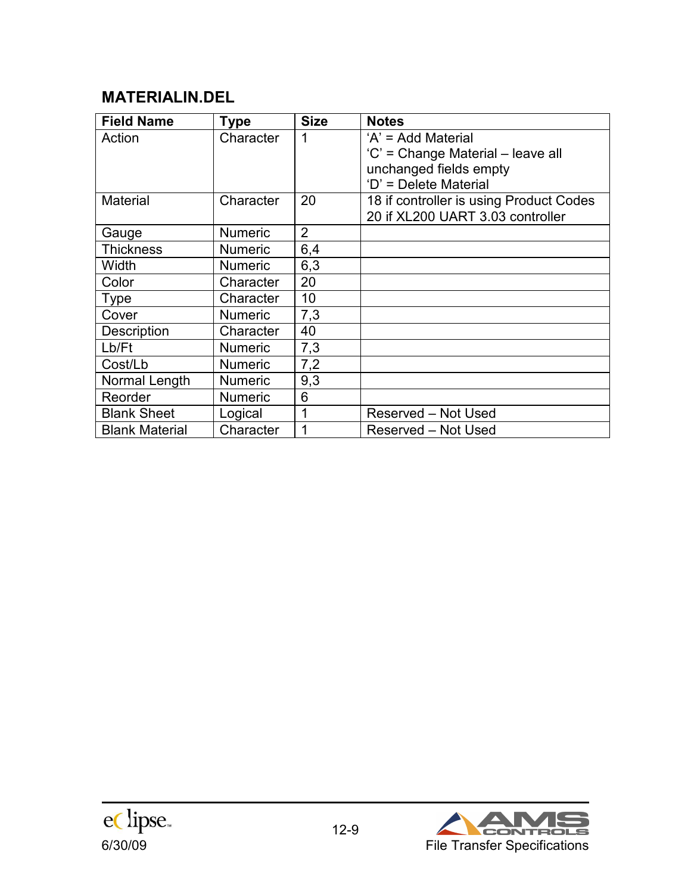## MATERIALIN.DEL

| Field Name | Type | Size | Notes |
|---|---|---|---|
| Action | Character | 1 | 'A' = Add Material<br>'C' = Change Material – leave all unchanged fields empty<br>'D' = Delete Material |
| Material | Character | 20 | 18 if controller is using Product Codes<br>20 if XL200 UART 3.03 controller |
| Gauge | Numeric | 2 | |
| Thickness | Numeric | 6,4 | |
| Width | Numeric | 6,3 | |
| Color | Character | 20 | |
| Type | Character | 10 | |
| Cover | Numeric | 7,3 | |
| Description | Character | 40 | |
| Lb/Ft | Numeric | 7,3 | |
| Cost/Lb | Numeric | 7,2 | |
| Normal Length | Numeric | 9,3 | |
| Reorder | Numeric | 6 | |
| Blank Sheet | Logical | 1 | Reserved – Not Used |
| Blank Material | Character | 1 | Reserved – Not Used |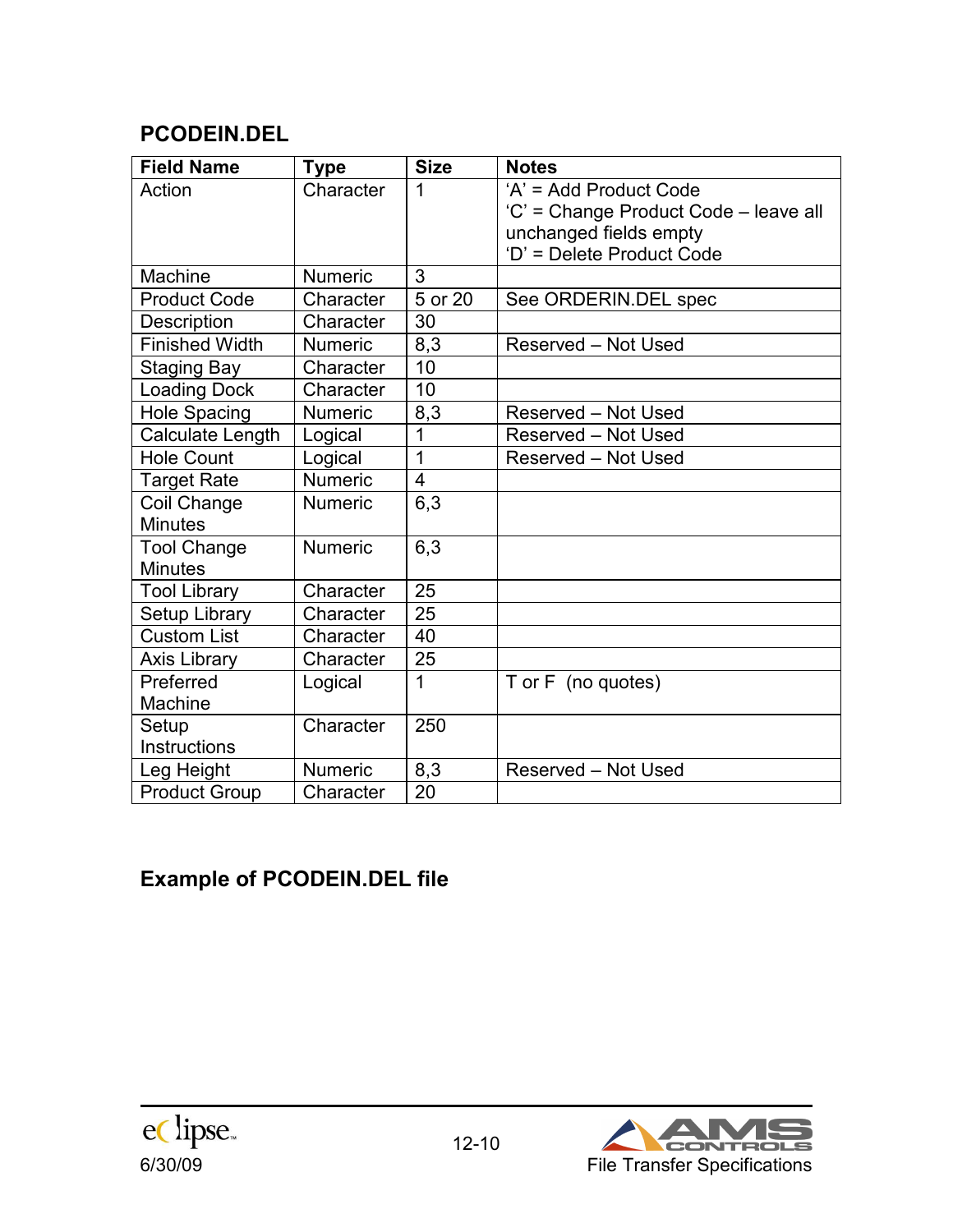## PCODEIN.DEL

| Field Name | Type | Size | Notes |
|---|---|---|---|
| Action | Character | 1 | 'A' = Add Product Code<br>'C' = Change Product Code – leave all unchanged fields empty<br>'D' = Delete Product Code |
| Machine | Numeric | 3 | |
| Product Code | Character | 5 or 20 | See ORDERIN.DEL spec |
| Description | Character | 30 | |
| Finished Width | Numeric | 8,3 | Reserved – Not Used |
| Staging Bay | Character | 10 | |
| Loading Dock | Character | 10 | |
| Hole Spacing | Numeric | 8,3 | Reserved – Not Used |
| Calculate Length | Logical | 1 | Reserved – Not Used |
| Hole Count | Logical | 1 | Reserved – Not Used |
| Target Rate | Numeric | 4 | |
| Coil Change Minutes | Numeric | 6,3 | |
| Tool Change Minutes | Numeric | 6,3 | |
| Tool Library | Character | 25 | |
| Setup Library | Character | 25 | |
| Custom List | Character | 40 | |
| Axis Library | Character | 25 | |
| Preferred Machine | Logical | 1 | T or F (no quotes) |
| Setup Instructions | Character | 250 | |
| Leg Height | Numeric | 8,3 | Reserved – Not Used |
| Product Group | Character | 20 | |

## Example of PCODEIN.DEL file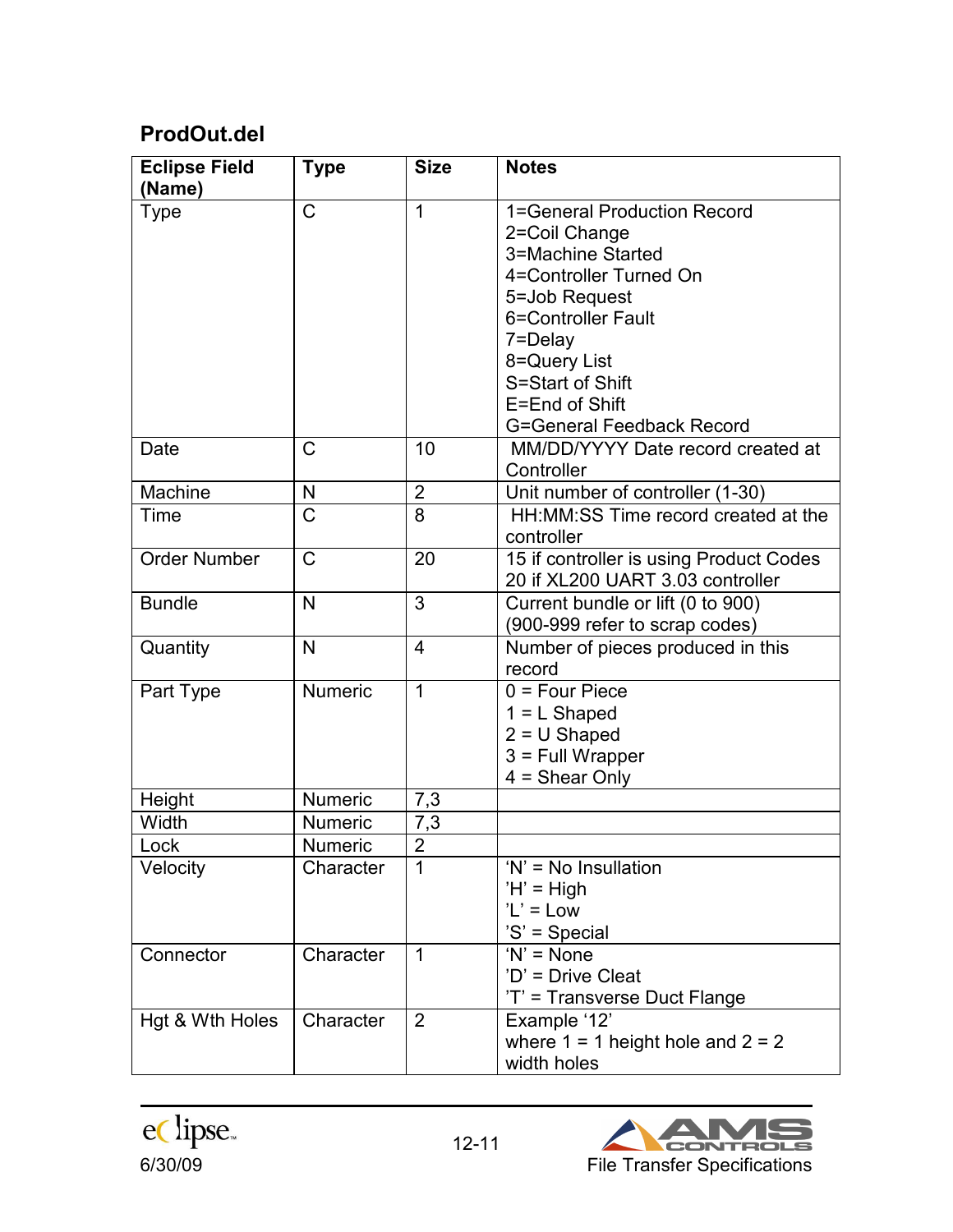## ProdOut.del

| Eclipse Field (Name) | Type | Size | Notes |
|---|---|---|---|
| Type | C | 1 | 1=General Production Record<br>2=Coil Change<br>3=Machine Started<br>4=Controller Turned On<br>5=Job Request<br>6=Controller Fault<br>7=Delay<br>8=Query List<br>S=Start of Shift<br>E=End of Shift<br>G=General Feedback Record |
| Date | C | 10 | MM/DD/YYYY Date record created at Controller |
| Machine | N | 2 | Unit number of controller (1-30) |
| Time | C | 8 | HH:MM:SS Time record created at the controller |
| Order Number | C | 20 | 15 if controller is using Product Codes<br>20 if XL200 UART 3.03 controller |
| Bundle | N | 3 | Current bundle or lift (0 to 900)<br>(900-999 refer to scrap codes) |
| Quantity | N | 4 | Number of pieces produced in this record |
| Part Type | Numeric | 1 | 0 = Four Piece<br>1 = L Shaped<br>2 = U Shaped<br>3 = Full Wrapper<br>4 = Shear Only |
| Height | Numeric | 7,3 | |
| Width | Numeric | 7,3 | |
| Lock | Numeric | 2 | |
| Velocity | Character | 1 | 'N' = No Insullation<br>'H' = High<br>'L' = Low<br>'S' = Special |
| Connector | Character | 1 | 'N' = None<br>'D' = Drive Cleat<br>'T' = Transverse Duct Flange |
| Hgt & Wth Holes | Character | 2 | Example '12'<br>where 1 = 1 height hole and 2 = 2 width holes |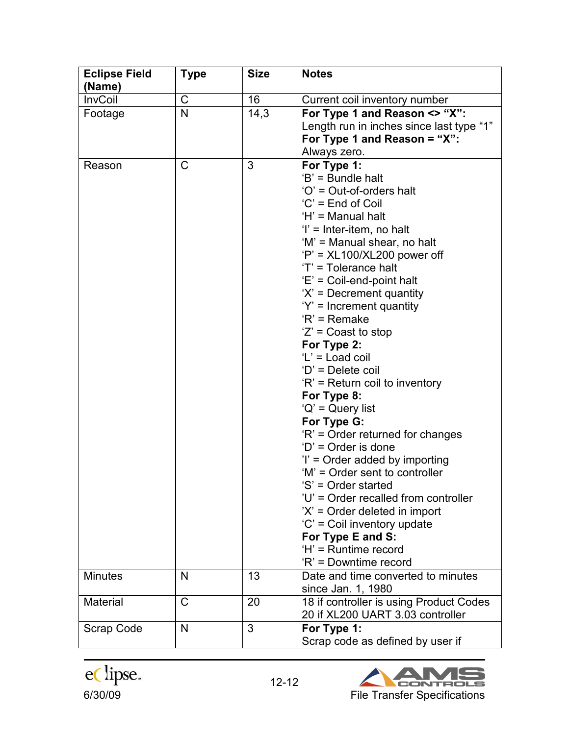| Eclipse Field (Name) | Type | Size | Notes |
|---|---|---|---|
| InvCoil | C | 16 | Current coil inventory number |
| Footage | N | 14,3 | **For Type 1 and Reason <> "X":** Length run in inches since last type "1" **For Type 1 and Reason = "X":** Always zero. |
| Reason | C | 3 | **For Type 1:** 'B' = Bundle halt 'O' = Out-of-orders halt 'C' = End of Coil 'H' = Manual halt 'I' = Inter-item, no halt 'M' = Manual shear, no halt 'P' = XL100/XL200 power off 'T' = Tolerance halt 'E' = Coil-end-point halt 'X' = Decrement quantity 'Y' = Increment quantity 'R' = Remake 'Z' = Coast to stop **For Type 2:** 'L' = Load coil 'D' = Delete coil 'R' = Return coil to inventory **For Type 8:** 'Q' = Query list **For Type G:** 'R' = Order returned for changes 'D' = Order is done 'I' = Order added by importing 'M' = Order sent to controller 'S' = Order started 'U' = Order recalled from controller 'X' = Order deleted in import 'C' = Coil inventory update **For Type E and S:** 'H' = Runtime record 'R' = Downtime record |
| Minutes | N | 13 | Date and time converted to minutes since Jan. 1, 1980 |
| Material | C | 20 | 18 if controller is using Product Codes 20 if XL200 UART 3.03 controller |
| Scrap Code | N | 3 | **For Type 1:** Scrap code as defined by user if |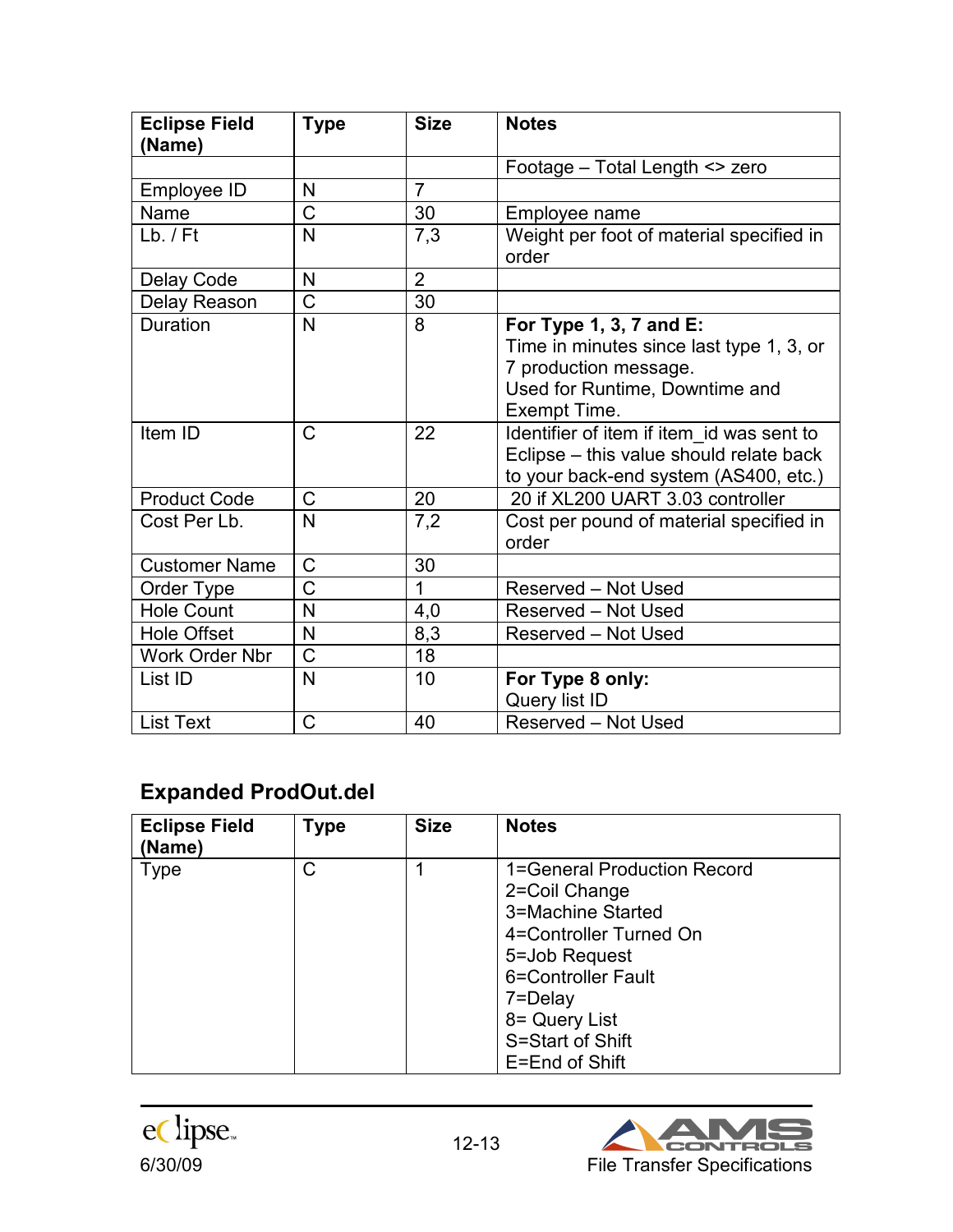| Eclipse Field (Name) | Type | Size | Notes |
|---|---|---|---|
| | | | Footage – Total Length <> zero |
| Employee ID | N | 7 | |
| Name | C | 30 | Employee name |
| Lb. / Ft | N | 7,3 | Weight per foot of material specified in order |
| Delay Code | N | 2 | |
| Delay Reason | C | 30 | |
| Duration | N | 8 | **For Type 1, 3, 7 and E:** Time in minutes since last type 1, 3, or 7 production message. Used for Runtime, Downtime and Exempt Time. |
| Item ID | C | 22 | Identifier of item if item_id was sent to Eclipse – this value should relate back to your back-end system (AS400, etc.) |
| Product Code | C | 20 | 20 if XL200 UART 3.03 controller |
| Cost Per Lb. | N | 7,2 | Cost per pound of material specified in order |
| Customer Name | C | 30 | |
| Order Type | C | 1 | Reserved – Not Used |
| Hole Count | N | 4,0 | Reserved – Not Used |
| Hole Offset | N | 8,3 | Reserved – Not Used |
| Work Order Nbr | C | 18 | |
| List ID | N | 10 | **For Type 8 only:** Query list ID |
| List Text | C | 40 | Reserved – Not Used |

## Expanded ProdOut.del

| Eclipse Field (Name) | Type | Size | Notes |
|---|---|---|---|
| Type | C | 1 | 1=General Production Record<br>2=Coil Change<br>3=Machine Started<br>4=Controller Turned On<br>5=Job Request<br>6=Controller Fault<br>7=Delay<br>8= Query List<br>S=Start of Shift<br>E=End of Shift |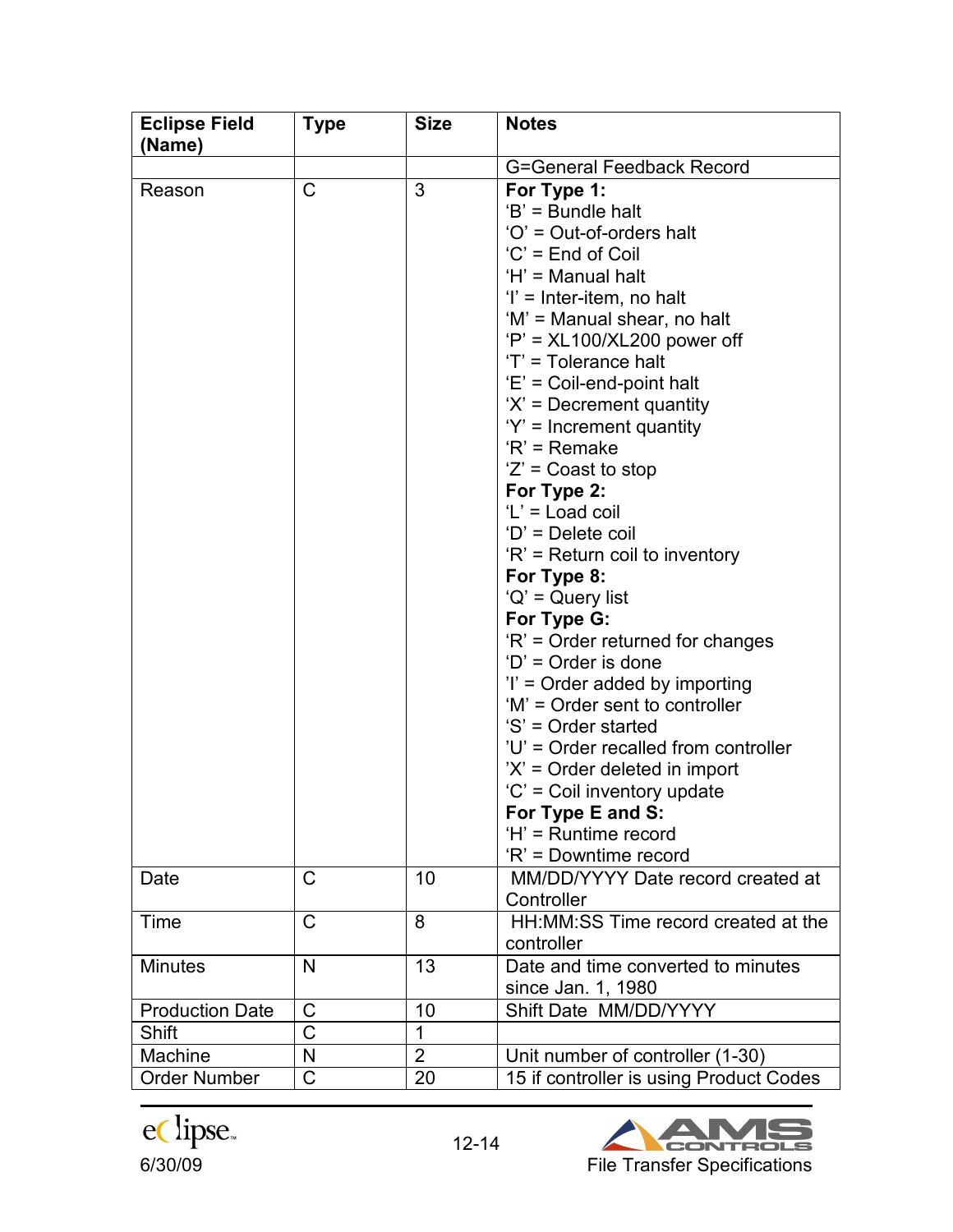| Eclipse Field (Name) | Type | Size | Notes |
|---|---|---|---|
| | | | G=General Feedback Record |
| Reason | C | 3 | **For Type 1:**<br>'B' = Bundle halt<br>'O' = Out-of-orders halt<br>'C' = End of Coil<br>'H' = Manual halt<br>'I' = Inter-item, no halt<br>'M' = Manual shear, no halt<br>'P' = XL100/XL200 power off<br>'T' = Tolerance halt<br>'E' = Coil-end-point halt<br>'X' = Decrement quantity<br>'Y' = Increment quantity<br>'R' = Remake<br>'Z' = Coast to stop<br>**For Type 2:**<br>'L' = Load coil<br>'D' = Delete coil<br>'R' = Return coil to inventory<br>**For Type 8:**<br>'Q' = Query list<br>**For Type G:**<br>'R' = Order returned for changes<br>'D' = Order is done<br>'I' = Order added by importing<br>'M' = Order sent to controller<br>'S' = Order started<br>'U' = Order recalled from controller<br>'X' = Order deleted in import<br>'C' = Coil inventory update<br>**For Type E and S:**<br>'H' = Runtime record<br>'R' = Downtime record |
| Date | C | 10 | MM/DD/YYYY Date record created at Controller |
| Time | C | 8 | HH:MM:SS Time record created at the controller |
| Minutes | N | 13 | Date and time converted to minutes since Jan. 1, 1980 |
| Production Date | C | 10 | Shift Date MM/DD/YYYY |
| Shift | C | 1 | |
| Machine | N | 2 | Unit number of controller (1-30) |
| Order Number | C | 20 | 15 if controller is using Product Codes |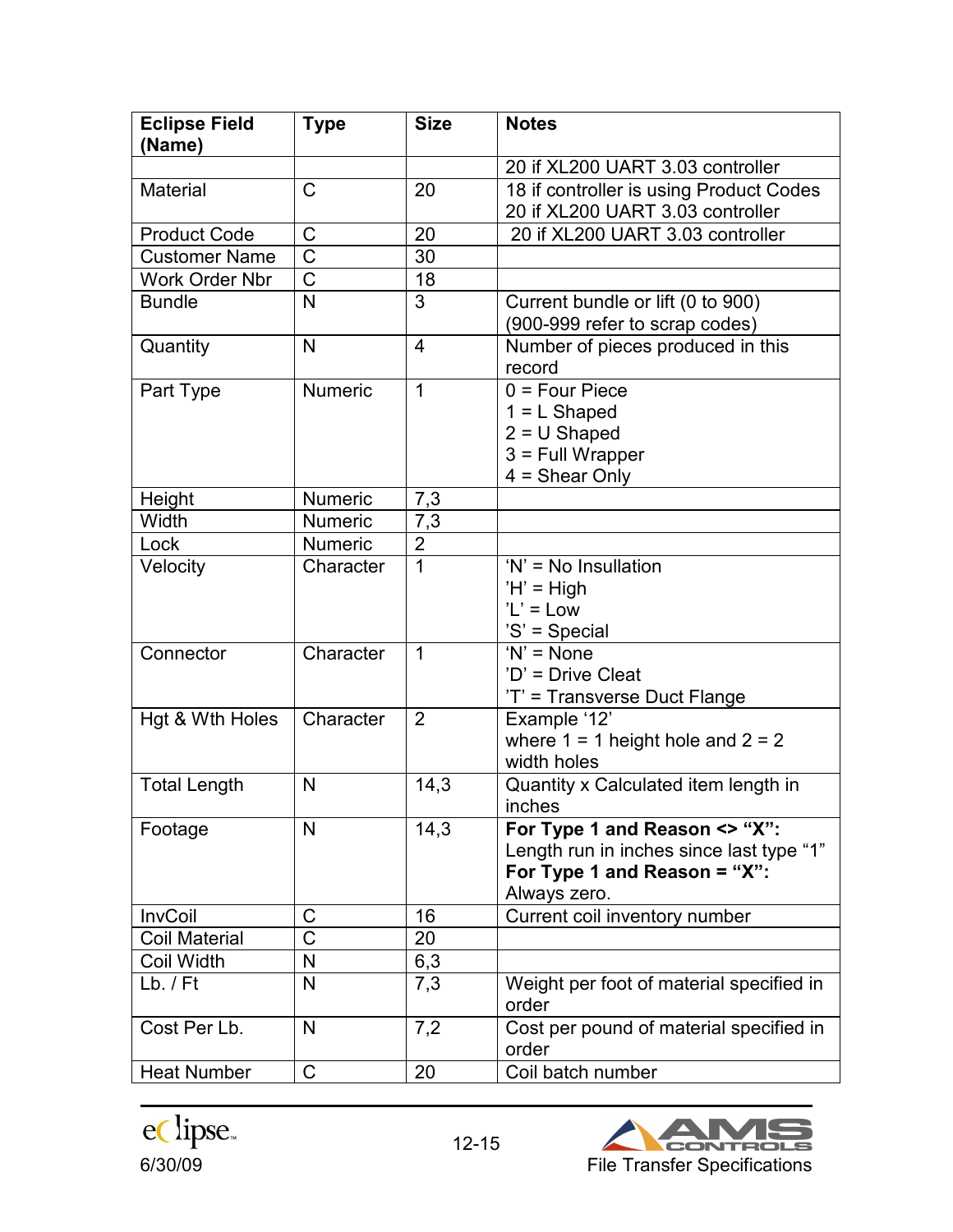| Eclipse Field (Name) | Type | Size | Notes |
|---|---|---|---|
| | | | 20 if XL200 UART 3.03 controller |
| Material | C | 20 | 18 if controller is using Product Codes<br>20 if XL200 UART 3.03 controller |
| Product Code | C | 20 | 20 if XL200 UART 3.03 controller |
| Customer Name | C | 30 | |
| Work Order Nbr | C | 18 | |
| Bundle | N | 3 | Current bundle or lift (0 to 900)<br>(900-999 refer to scrap codes) |
| Quantity | N | 4 | Number of pieces produced in this record |
| Part Type | Numeric | 1 | 0 = Four Piece<br>1 = L Shaped<br>2 = U Shaped<br>3 = Full Wrapper<br>4 = Shear Only |
| Height | Numeric | 7,3 | |
| Width | Numeric | 7,3 | |
| Lock | Numeric | 2 | |
| Velocity | Character | 1 | 'N' = No Insullation<br>'H' = High<br>'L' = Low<br>'S' = Special |
| Connector | Character | 1 | 'N' = None<br>'D' = Drive Cleat<br>'T' = Transverse Duct Flange |
| Hgt & Wth Holes | Character | 2 | Example '12'<br>where 1 = 1 height hole and 2 = 2 width holes |
| Total Length | N | 14,3 | Quantity x Calculated item length in inches |
| Footage | N | 14,3 | **For Type 1 and Reason <> "X":**<br>Length run in inches since last type "1"<br>**For Type 1 and Reason = "X":**<br>Always zero. |
| InvCoil | C | 16 | Current coil inventory number |
| Coil Material | C | 20 | |
| Coil Width | N | 6,3 | |
| Lb. / Ft | N | 7,3 | Weight per foot of material specified in order |
| Cost Per Lb. | N | 7,2 | Cost per pound of material specified in order |
| Heat Number | C | 20 | Coil batch number |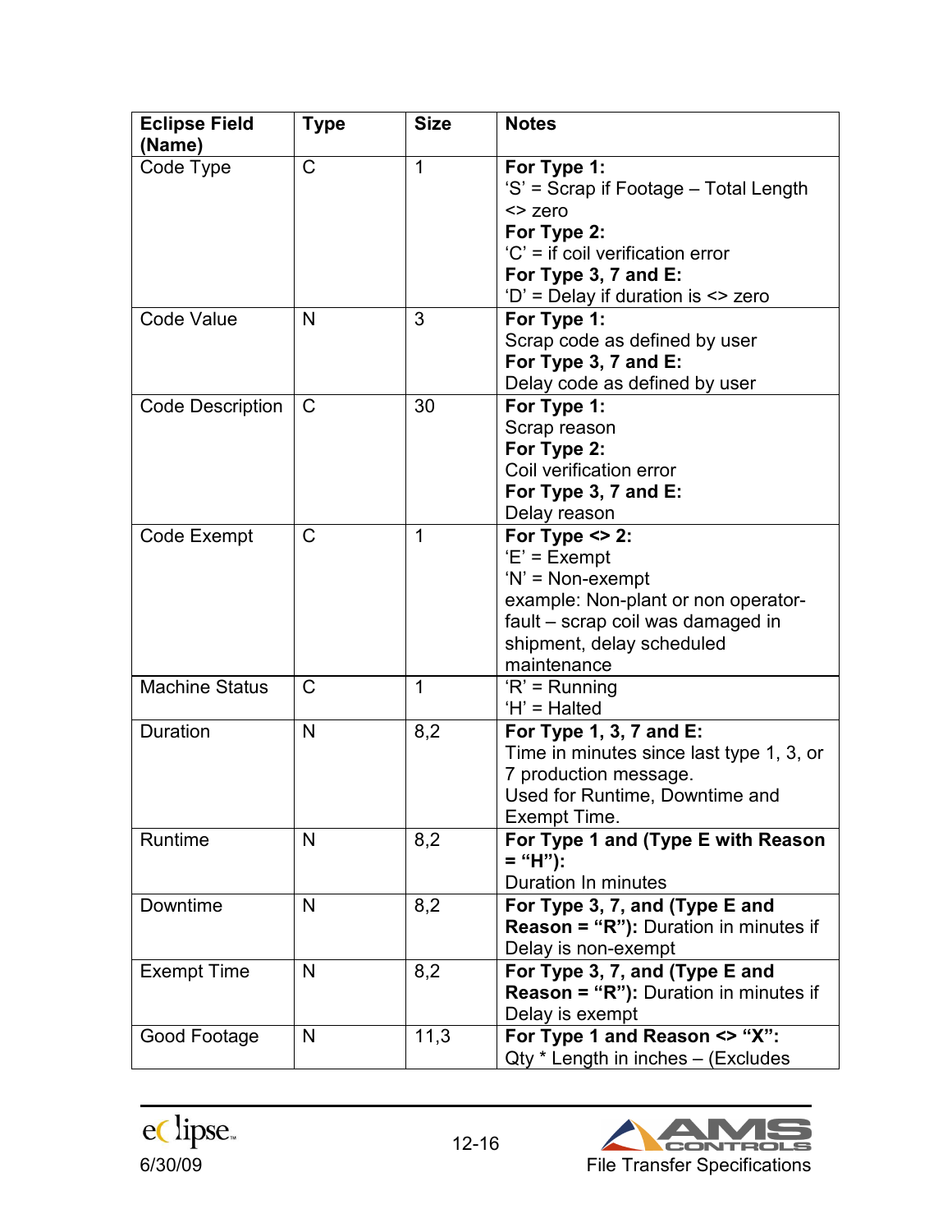| Eclipse Field (Name) | Type | Size | Notes |
|---|---|---|---|
| Code Type | C | 1 | **For Type 1:** 'S' = Scrap if Footage – Total Length <> zero **For Type 2:** 'C' = if coil verification error **For Type 3, 7 and E:** 'D' = Delay if duration is <> zero |
| Code Value | N | 3 | **For Type 1:** Scrap code as defined by user **For Type 3, 7 and E:** Delay code as defined by user |
| Code Description | C | 30 | **For Type 1:** Scrap reason **For Type 2:** Coil verification error **For Type 3, 7 and E:** Delay reason |
| Code Exempt | C | 1 | **For Type <> 2:** 'E' = Exempt 'N' = Non-exempt example: Non-plant or non operator-fault – scrap coil was damaged in shipment, delay scheduled maintenance |
| Machine Status | C | 1 | 'R' = Running 'H' = Halted |
| Duration | N | 8,2 | **For Type 1, 3, 7 and E:** Time in minutes since last type 1, 3, or 7 production message. Used for Runtime, Downtime and Exempt Time. |
| Runtime | N | 8,2 | **For Type 1 and (Type E with Reason = "H"):** Duration In minutes |
| Downtime | N | 8,2 | **For Type 3, 7, and (Type E and Reason = "R"):** Duration in minutes if Delay is non-exempt |
| Exempt Time | N | 8,2 | **For Type 3, 7, and (Type E and Reason = "R"):** Duration in minutes if Delay is exempt |
| Good Footage | N | 11,3 | **For Type 1 and Reason <> "X":** Qty * Length in inches – (Excludes |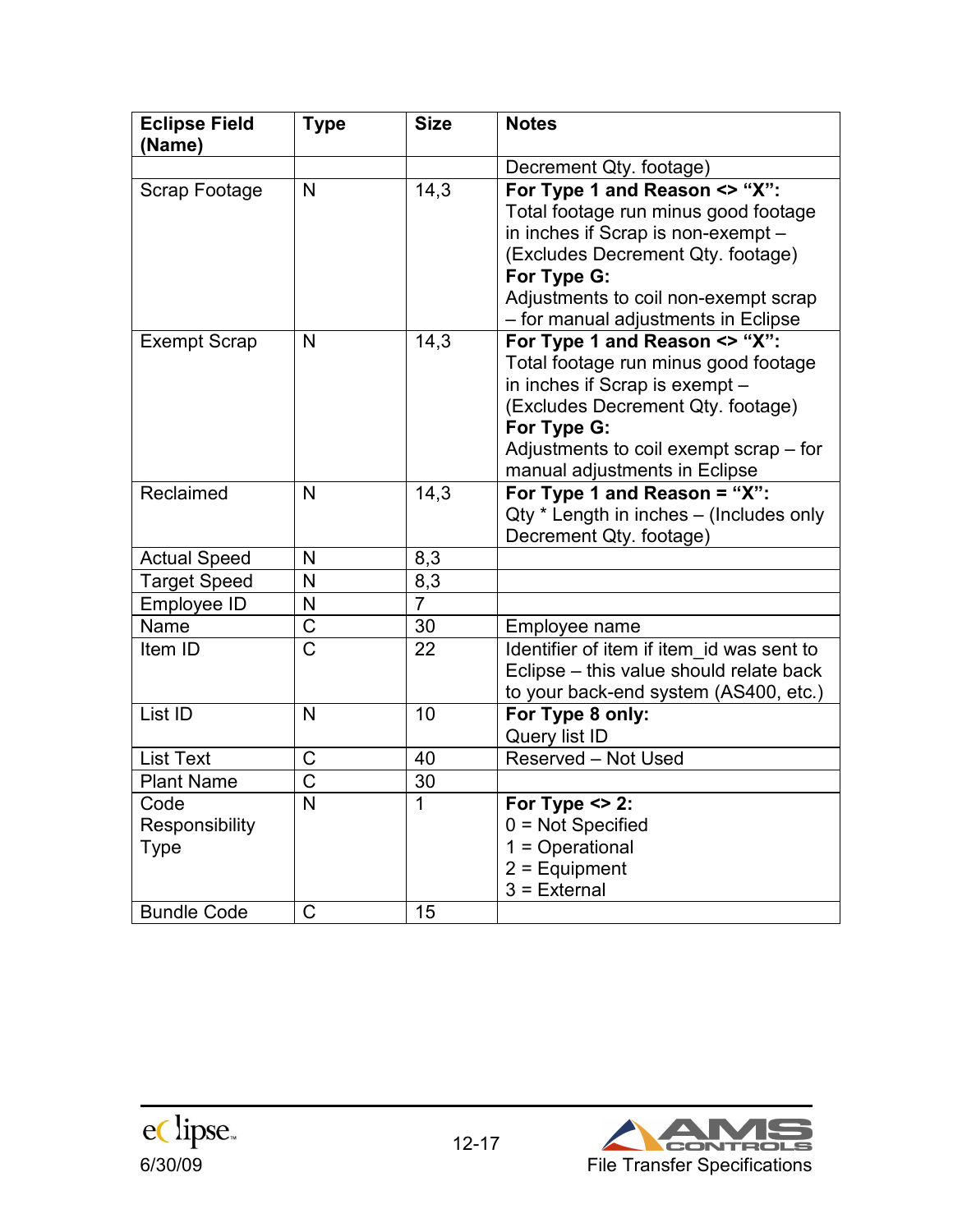| Eclipse Field (Name) | Type | Size | Notes |
|---|---|---|---|
| | | | Decrement Qty. footage) |
| Scrap Footage | N | 14,3 | **For Type 1 and Reason <> "X":** Total footage run minus good footage in inches if Scrap is non-exempt – (Excludes Decrement Qty. footage) **For Type G:** Adjustments to coil non-exempt scrap – for manual adjustments in Eclipse |
| Exempt Scrap | N | 14,3 | **For Type 1 and Reason <> "X":** Total footage run minus good footage in inches if Scrap is exempt – (Excludes Decrement Qty. footage) **For Type G:** Adjustments to coil exempt scrap – for manual adjustments in Eclipse |
| Reclaimed | N | 14,3 | **For Type 1 and Reason = "X":** Qty * Length in inches – (Includes only Decrement Qty. footage) |
| Actual Speed | N | 8,3 | |
| Target Speed | N | 8,3 | |
| Employee ID | N | 7 | |
| Name | C | 30 | Employee name |
| Item ID | C | 22 | Identifier of item if item_id was sent to Eclipse – this value should relate back to your back-end system (AS400, etc.) |
| List ID | N | 10 | **For Type 8 only:** Query list ID |
| List Text | C | 40 | Reserved – Not Used |
| Plant Name | C | 30 | |
| Code Responsibility Type | N | 1 | **For Type <> 2:** 0 = Not Specified 1 = Operational 2 = Equipment 3 = External |
| Bundle Code | C | 15 | |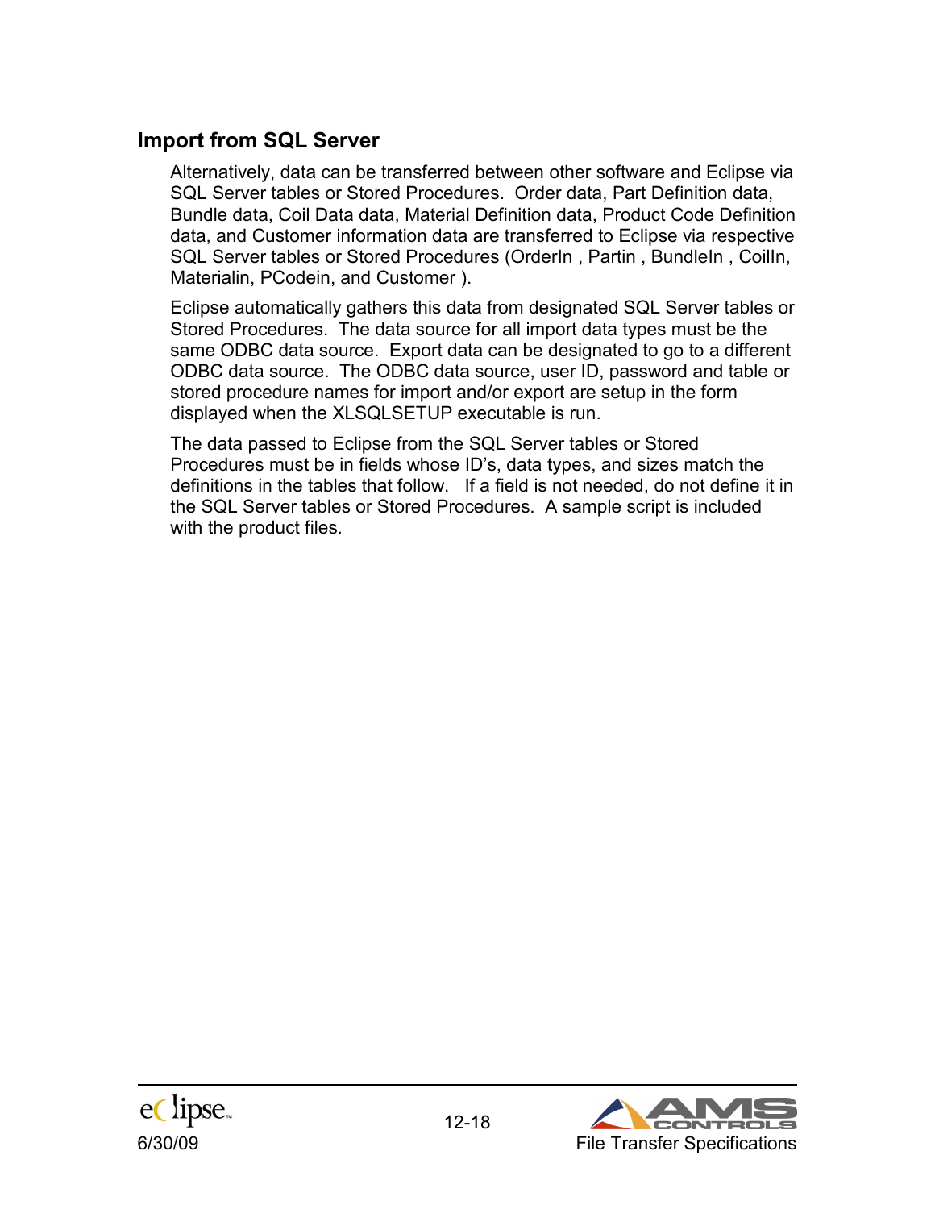## Import from SQL Server

Alternatively, data can be transferred between other software and Eclipse via SQL Server tables or Stored Procedures. Order data, Part Definition data, Bundle data, Coil Data data, Material Definition data, Product Code Definition data, and Customer information data are transferred to Eclipse via respective SQL Server tables or Stored Procedures (OrderIn , Partin , BundleIn , CoilIn, Materialin, PCodein, and Customer ).

Eclipse automatically gathers this data from designated SQL Server tables or Stored Procedures. The data source for all import data types must be the same ODBC data source. Export data can be designated to go to a different ODBC data source. The ODBC data source, user ID, password and table or stored procedure names for import and/or export are setup in the form displayed when the XLSQLSETUP executable is run.

The data passed to Eclipse from the SQL Server tables or Stored Procedures must be in fields whose ID's, data types, and sizes match the definitions in the tables that follow. If a field is not needed, do not define it in the SQL Server tables or Stored Procedures. A sample script is included with the product files.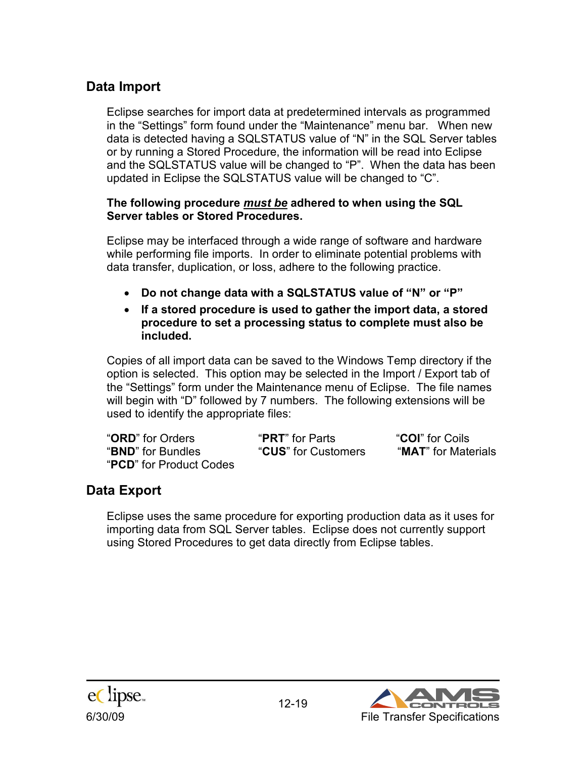## Data Import

Eclipse searches for import data at predetermined intervals as programmed in the “Settings” form found under the “Maintenance” menu bar. When new data is detected having a SQLSTATUS value of “N” in the SQL Server tables or by running a Stored Procedure, the information will be read into Eclipse and the SQLSTATUS value will be changed to “P”. When the data has been updated in Eclipse the SQLSTATUS value will be changed to “C”.

**The following procedure *must be* adhered to when using the SQL Server tables or Stored Procedures.**

Eclipse may be interfaced through a wide range of software and hardware while performing file imports. In order to eliminate potential problems with data transfer, duplication, or loss, adhere to the following practice.

- **Do not change data with a SQLSTATUS value of “N” or “P”**
- **If a stored procedure is used to gather the import data, a stored procedure to set a processing status to complete must also be included.**

Copies of all import data can be saved to the Windows Temp directory if the option is selected. This option may be selected in the Import / Export tab of the “Settings” form under the Maintenance menu of Eclipse. The file names will begin with “D” followed by 7 numbers. The following extensions will be used to identify the appropriate files:

“**ORD**” for Orders
“**PRT**” for Parts
“**COI**” for Coils
“**BND**” for Bundles
“**CUS**” for Customers
“**MAT**” for Materials
“**PCD**” for Product Codes

## Data Export

Eclipse uses the same procedure for exporting production data as it uses for importing data from SQL Server tables. Eclipse does not currently support using Stored Procedures to get data directly from Eclipse tables.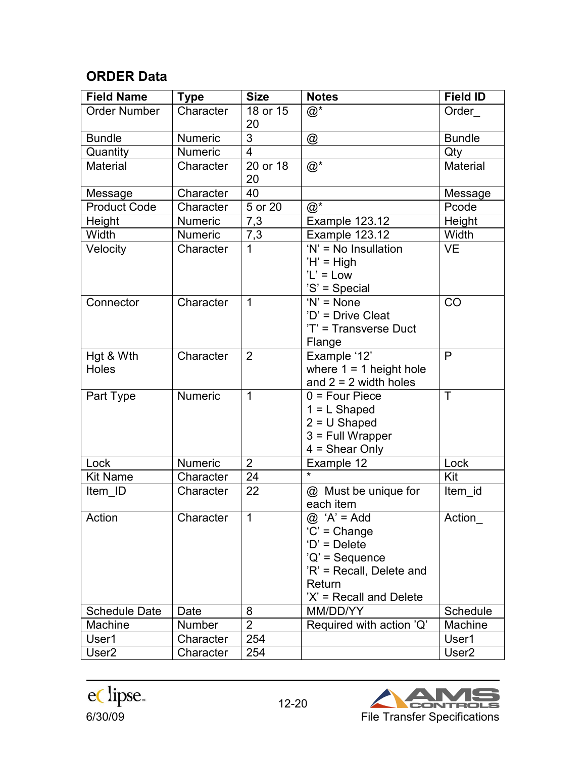## ORDER Data

| Field Name | Type | Size | Notes | Field ID |
|---|---|---|---|---|
| Order Number | Character | 18 or 15 20 | @* | Order_ |
| Bundle | Numeric | 3 | @ | Bundle |
| Quantity | Numeric | 4 | | Qty |
| Material | Character | 20 or 18 20 | @* | Material |
| Message | Character | 40 | | Message |
| Product Code | Character | 5 or 20 | @* | Pcode |
| Height | Numeric | 7,3 | Example 123.12 | Height |
| Width | Numeric | 7,3 | Example 123.12 | Width |
| Velocity | Character | 1 | 'N' = No Insullation 'H' = High 'L' = Low 'S' = Special | VE |
| Connector | Character | 1 | 'N' = None 'D' = Drive Cleat 'T' = Transverse Duct Flange | CO |
| Hgt & Wth Holes | Character | 2 | Example '12' where 1 = 1 height hole and 2 = 2 width holes | P |
| Part Type | Numeric | 1 | 0 = Four Piece 1 = L Shaped 2 = U Shaped 3 = Full Wrapper 4 = Shear Only | T |
| Lock | Numeric | 2 | Example 12 | Lock |
| Kit Name | Character | 24 | * | Kit |
| Item_ID | Character | 22 | @ Must be unique for each item | Item_id |
| Action | Character | 1 | @ 'A' = Add 'C' = Change 'D' = Delete 'Q' = Sequence 'R' = Recall, Delete and Return 'X' = Recall and Delete | Action_ |
| Schedule Date | Date | 8 | MM/DD/YY | Schedule |
| Machine | Number | 2 | Required with action 'Q' | Machine |
| User1 | Character | 254 | | User1 |
| User2 | Character | 254 | | User2 |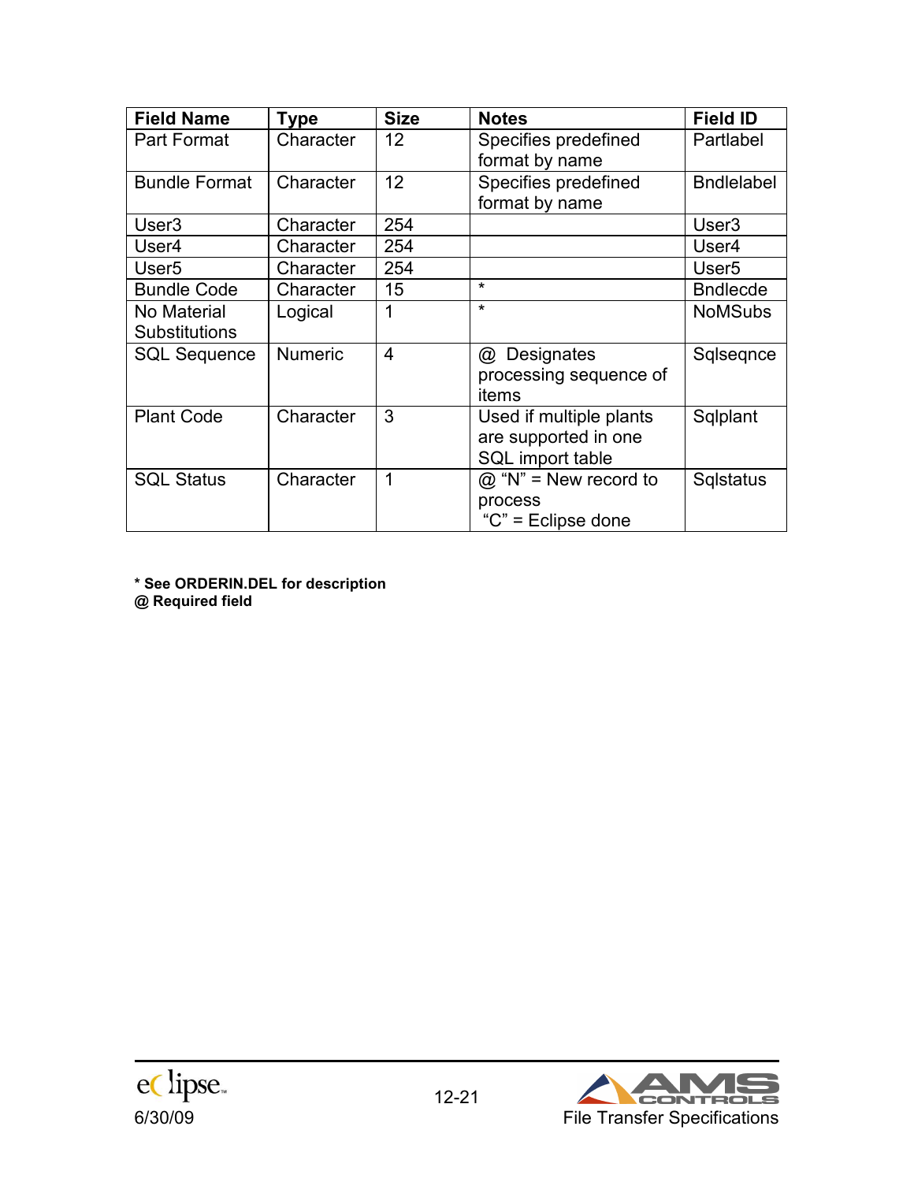| Field Name | Type | Size | Notes | Field ID |
|---|---|---|---|---|
| Part Format | Character | 12 | Specifies predefined format by name | Partlabel |
| Bundle Format | Character | 12 | Specifies predefined format by name | Bndlelabel |
| User3 | Character | 254 | | User3 |
| User4 | Character | 254 | | User4 |
| User5 | Character | 254 | | User5 |
| Bundle Code | Character | 15 | * | Bndlecde |
| No Material Substitutions | Logical | 1 | * | NoMSubs |
| SQL Sequence | Numeric | 4 | @ Designates processing sequence of items | Sqlseqnce |
| Plant Code | Character | 3 | Used if multiple plants are supported in one SQL import table | Sqlplant |
| SQL Status | Character | 1 | @ "N" = New record to process "C" = Eclipse done | Sqlstatus |

**\* See ORDERIN.DEL for description**
**@ Required field**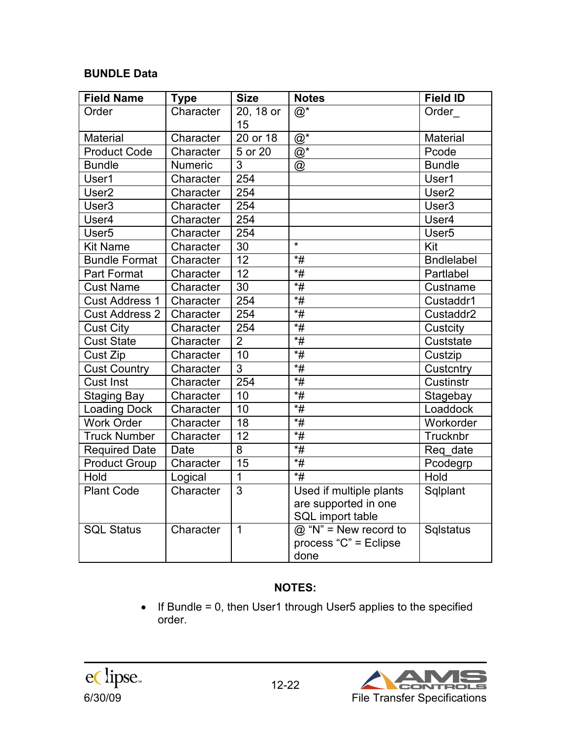**BUNDLE Data**

| Field Name | Type | Size | Notes | Field ID |
|---|---|---|---|---|
| Order | Character | 20, 18 or 15 | @* | Order_ |
| Material | Character | 20 or 18 | @* | Material |
| Product Code | Character | 5 or 20 | @* | Pcode |
| Bundle | Numeric | 3 | @ | Bundle |
| User1 | Character | 254 | | User1 |
| User2 | Character | 254 | | User2 |
| User3 | Character | 254 | | User3 |
| User4 | Character | 254 | | User4 |
| User5 | Character | 254 | | User5 |
| Kit Name | Character | 30 | * | Kit |
| Bundle Format | Character | 12 | *# | Bndlelabel |
| Part Format | Character | 12 | *# | Partlabel |
| Cust Name | Character | 30 | *# | Custname |
| Cust Address 1 | Character | 254 | *# | Custaddr1 |
| Cust Address 2 | Character | 254 | *# | Custaddr2 |
| Cust City | Character | 254 | *# | Custcity |
| Cust State | Character | 2 | *# | Custstate |
| Cust Zip | Character | 10 | *# | Custzip |
| Cust Country | Character | 3 | *# | Custcntry |
| Cust Inst | Character | 254 | *# | Custinstr |
| Staging Bay | Character | 10 | *# | Stagebay |
| Loading Dock | Character | 10 | *# | Loaddock |
| Work Order | Character | 18 | *# | Workorder |
| Truck Number | Character | 12 | *# | Trucknbr |
| Required Date | Date | 8 | *# | Req_date |
| Product Group | Character | 15 | *# | Pcodegrp |
| Hold | Logical | 1 | *# | Hold |
| Plant Code | Character | 3 | Used if multiple plants are supported in one SQL import table | Sqlplant |
| SQL Status | Character | 1 | @ "N" = New record to process "C" = Eclipse done | Sqlstatus |

**NOTES:**

- If Bundle = 0, then User1 through User5 applies to the specified order.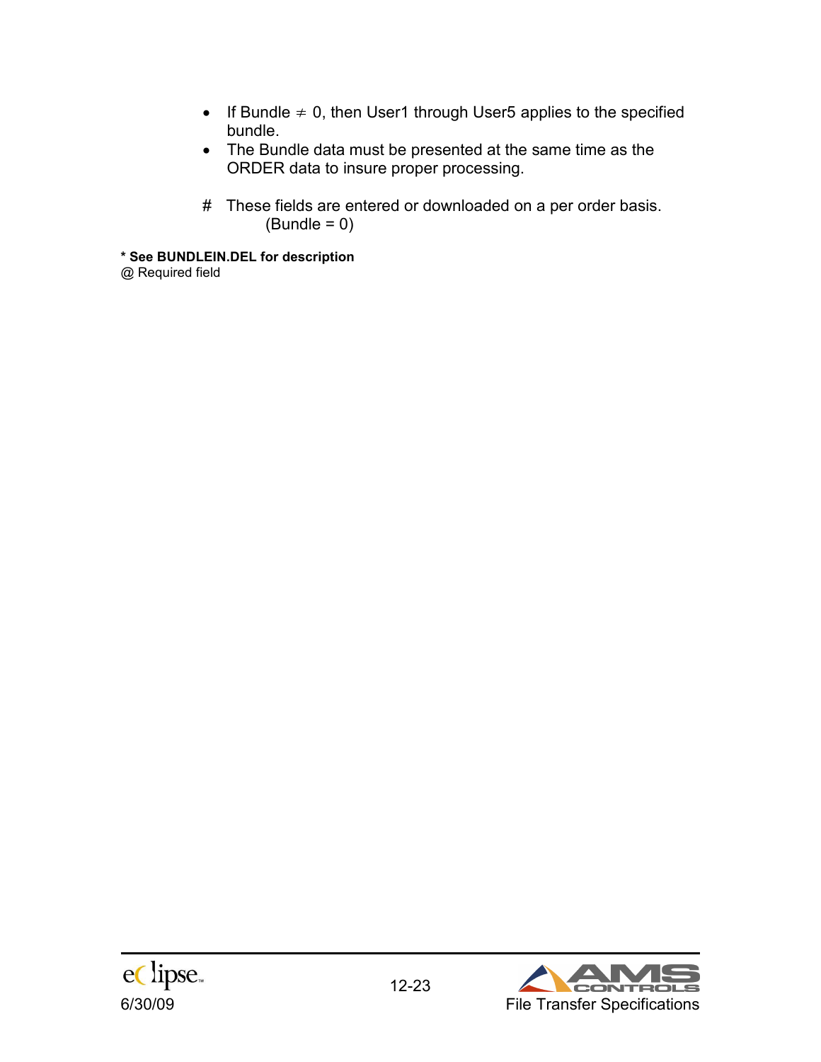- If Bundle $\neq$ 0, then User1 through User5 applies to the specified bundle.
- The Bundle data must be presented at the same time as the ORDER data to insure proper processing.

# These fields are entered or downloaded on a per order basis. (Bundle = 0)

**\* See BUNDLEIN.DEL for description**

@ Required field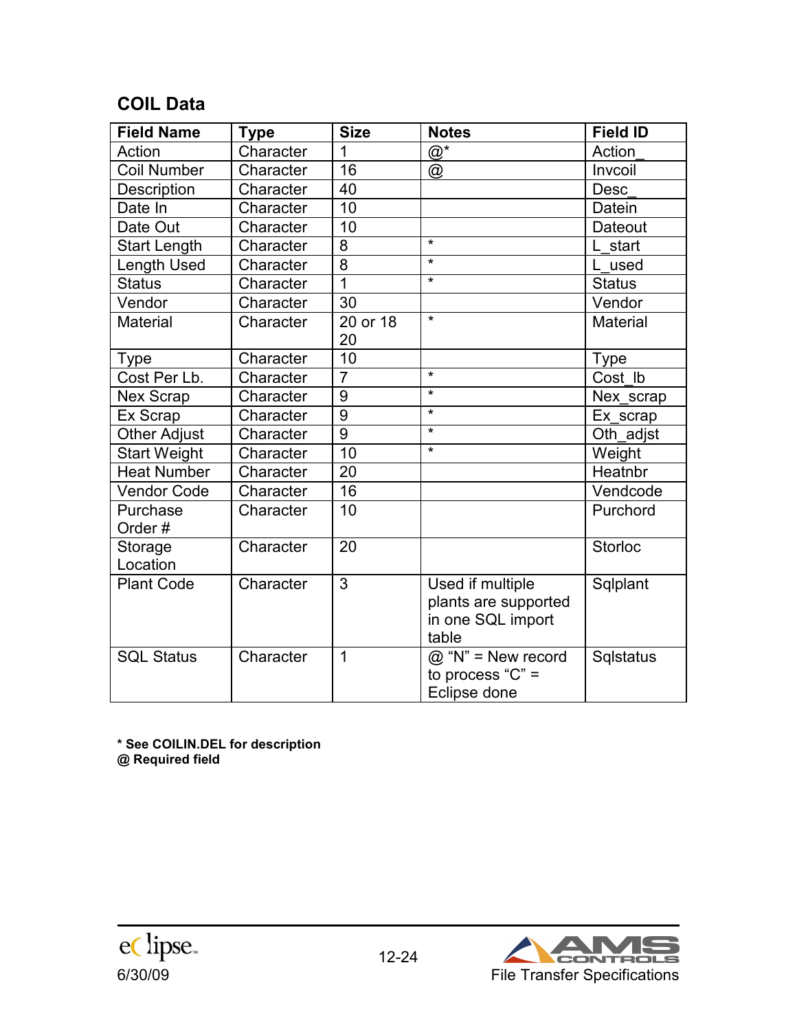## COIL Data

| Field Name | Type | Size | Notes | Field ID |
|---|---|---|---|---|
| Action | Character | 1 | @* | Action_ |
| Coil Number | Character | 16 | @ | Invcoil |
| Description | Character | 40 | | Desc_ |
| Date In | Character | 10 | | Datein |
| Date Out | Character | 10 | | Dateout |
| Start Length | Character | 8 | * | L_start |
| Length Used | Character | 8 | * | L_used |
| Status | Character | 1 | * | Status |
| Vendor | Character | 30 | | Vendor |
| Material | Character | 20 or 18 20 | * | Material |
| Type | Character | 10 | | Type |
| Cost Per Lb. | Character | 7 | * | Cost_lb |
| Nex Scrap | Character | 9 | * | Nex_scrap |
| Ex Scrap | Character | 9 | * | Ex_scrap |
| Other Adjust | Character | 9 | * | Oth_adjst |
| Start Weight | Character | 10 | * | Weight |
| Heat Number | Character | 20 | | Heatnbr |
| Vendor Code | Character | 16 | | Vendcode |
| Purchase Order # | Character | 10 | | Purchord |
| Storage Location | Character | 20 | | Storloc |
| Plant Code | Character | 3 | Used if multiple plants are supported in one SQL import table | Sqlplant |
| SQL Status | Character | 1 | @ "N" = New record to process "C" = Eclipse done | Sqlstatus |

**\* See COILIN.DEL for description**
**@ Required field**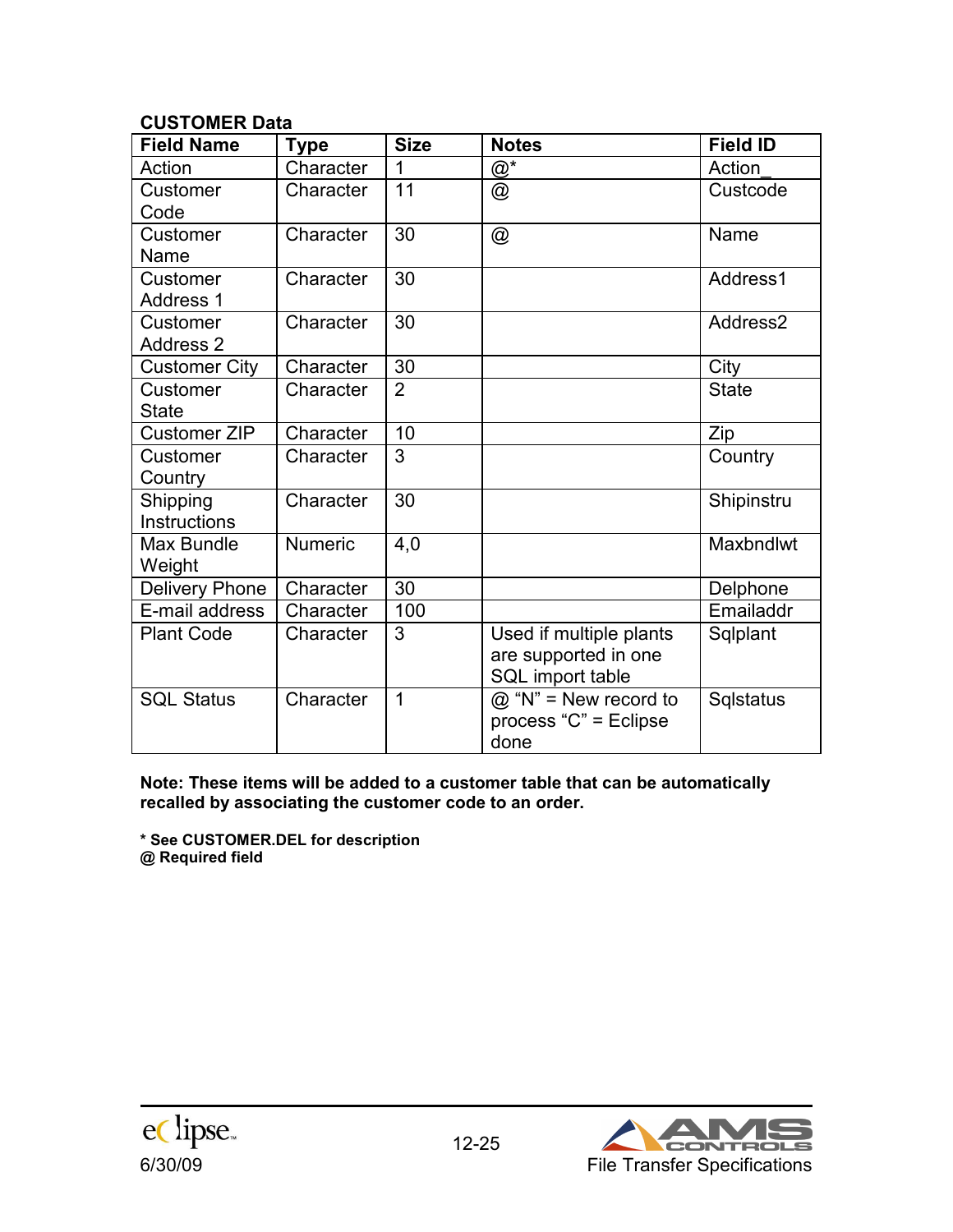**CUSTOMER Data**

| Field Name | Type | Size | Notes | Field ID |
|---|---|---|---|---|
| Action | Character | 1 | @* | Action_ |
| Customer Code | Character | 11 | @ | Custcode |
| Customer Name | Character | 30 | @ | Name |
| Customer Address 1 | Character | 30 | | Address1 |
| Customer Address 2 | Character | 30 | | Address2 |
| Customer City | Character | 30 | | City |
| Customer State | Character | 2 | | State |
| Customer ZIP | Character | 10 | | Zip |
| Customer Country | Character | 3 | | Country |
| Shipping Instructions | Character | 30 | | Shipinstru |
| Max Bundle Weight | Numeric | 4,0 | | Maxbndlwt |
| Delivery Phone | Character | 30 | | Delphone |
| E-mail address | Character | 100 | | Emailaddr |
| Plant Code | Character | 3 | Used if multiple plants are supported in one SQL import table | Sqlplant |
| SQL Status | Character | 1 | @ "N" = New record to process "C" = Eclipse done | Sqlstatus |

**Note: These items will be added to a customer table that can be automatically recalled by associating the customer code to an order.**

**\* See CUSTOMER.DEL for description**
**@ Required field**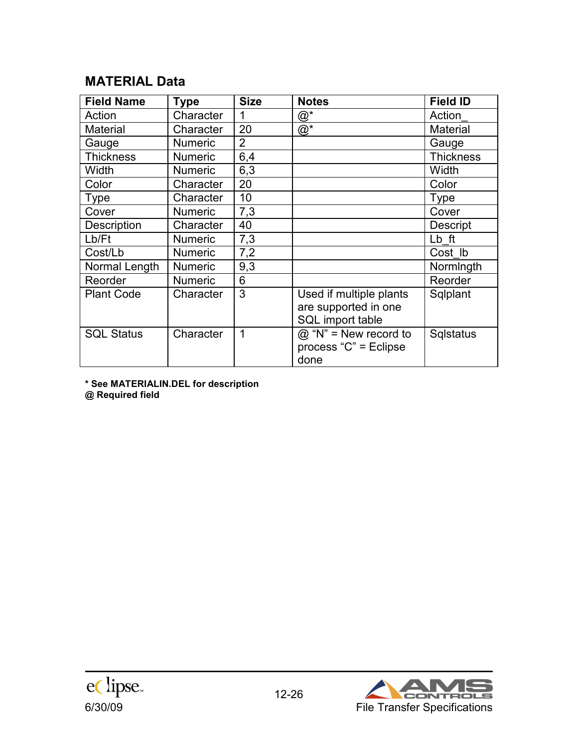## MATERIAL Data

| Field Name | Type | Size | Notes | Field ID |
|---|---|---|---|---|
| Action | Character | 1 | @* | Action_ |
| Material | Character | 20 | @* | Material |
| Gauge | Numeric | 2 | | Gauge |
| Thickness | Numeric | 6,4 | | Thickness |
| Width | Numeric | 6,3 | | Width |
| Color | Character | 20 | | Color |
| Type | Character | 10 | | Type |
| Cover | Numeric | 7,3 | | Cover |
| Description | Character | 40 | | Descript |
| Lb/Ft | Numeric | 7,3 | | Lb_ft |
| Cost/Lb | Numeric | 7,2 | | Cost_lb |
| Normal Length | Numeric | 9,3 | | Normlngth |
| Reorder | Numeric | 6 | | Reorder |
| Plant Code | Character | 3 | Used if multiple plants are supported in one SQL import table | Sqlplant |
| SQL Status | Character | 1 | @ "N" = New record to process "C" = Eclipse done | Sqlstatus |

**\* See MATERIALIN.DEL for description**
**@ Required field**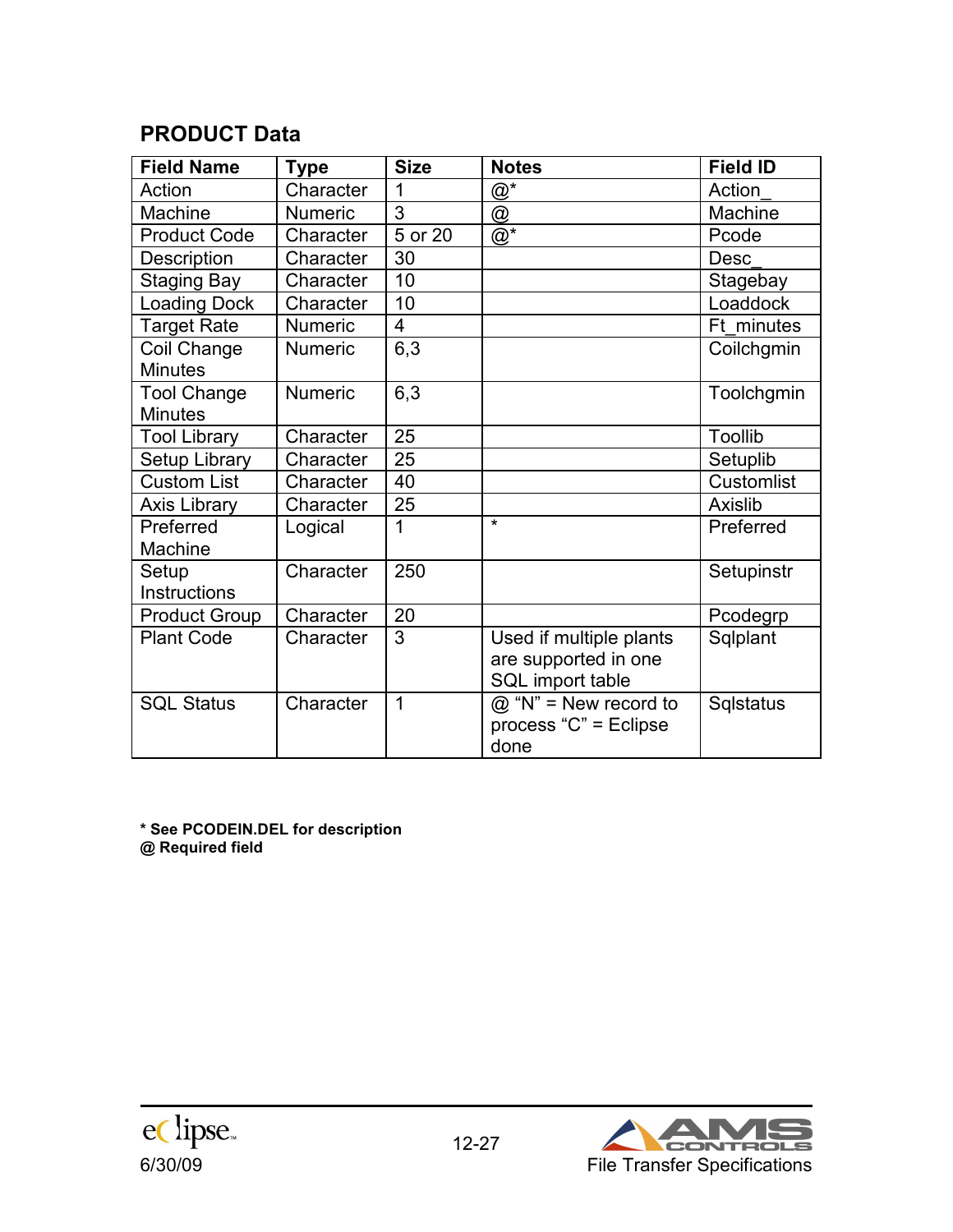## PRODUCT Data

| Field Name | Type | Size | Notes | Field ID |
|---|---|---|---|---|
| Action | Character | 1 | @* | Action_ |
| Machine | Numeric | 3 | @ | Machine |
| Product Code | Character | 5 or 20 | @* | Pcode |
| Description | Character | 30 | | Desc_ |
| Staging Bay | Character | 10 | | Stagebay |
| Loading Dock | Character | 10 | | Loaddock |
| Target Rate | Numeric | 4 | | Ft_minutes |
| Coil Change Minutes | Numeric | 6,3 | | Coilchgmin |
| Tool Change Minutes | Numeric | 6,3 | | Toolchgmin |
| Tool Library | Character | 25 | | Toollib |
| Setup Library | Character | 25 | | Setuplib |
| Custom List | Character | 40 | | Customlist |
| Axis Library | Character | 25 | | Axislib |
| Preferred Machine | Logical | 1 | * | Preferred |
| Setup Instructions | Character | 250 | | Setupinstr |
| Product Group | Character | 20 | | Pcodegrp |
| Plant Code | Character | 3 | Used if multiple plants are supported in one SQL import table | Sqlplant |
| SQL Status | Character | 1 | @ “N” = New record to process “C” = Eclipse done | Sqlstatus |

**\* See PCODEIN.DEL for description**
**@ Required field**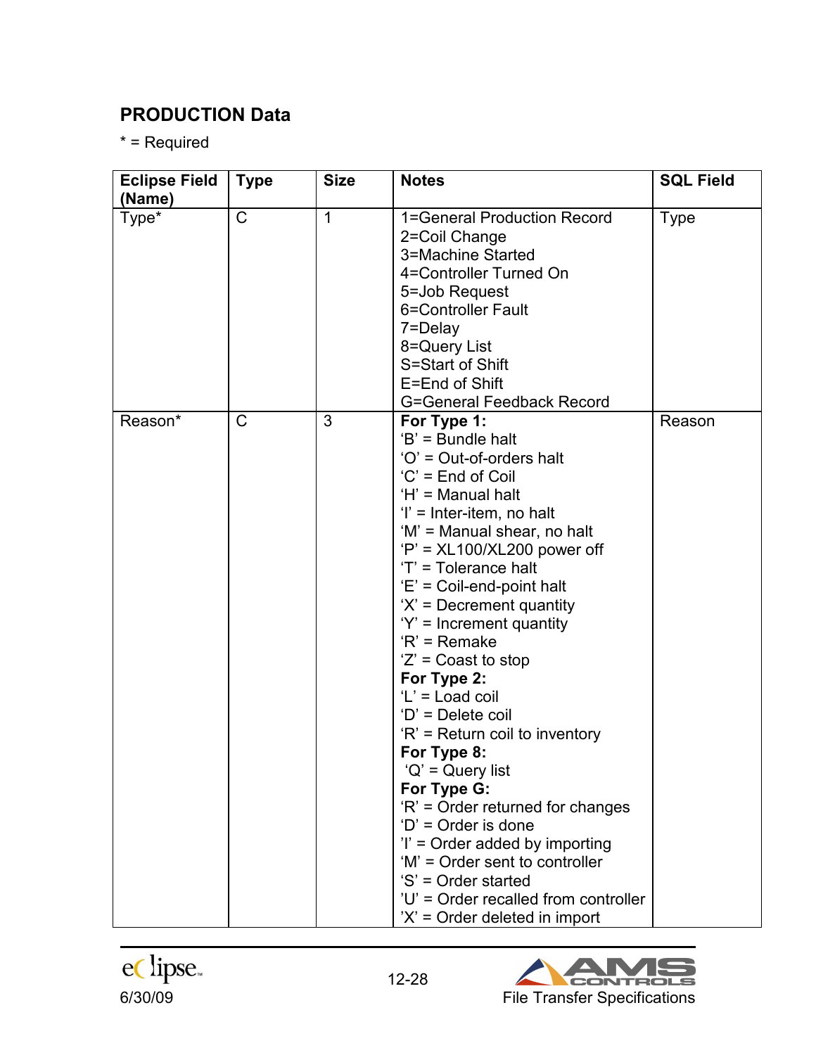## PRODUCTION Data

* = Required

| Eclipse Field (Name) | Type | Size | Notes | SQL Field |
|---|---|---|---|---|
| Type* | C | 1 | 1=General Production Record<br>2=Coil Change<br>3=Machine Started<br>4=Controller Turned On<br>5=Job Request<br>6=Controller Fault<br>7=Delay<br>8=Query List<br>S=Start of Shift<br>E=End of Shift<br>G=General Feedback Record | Type |
| Reason* | C | 3 | **For Type 1:**<br>'B' = Bundle halt<br>'O' = Out-of-orders halt<br>'C' = End of Coil<br>'H' = Manual halt<br>'I' = Inter-item, no halt<br>'M' = Manual shear, no halt<br>'P' = XL100/XL200 power off<br>'T' = Tolerance halt<br>'E' = Coil-end-point halt<br>'X' = Decrement quantity<br>'Y' = Increment quantity<br>'R' = Remake<br>'Z' = Coast to stop<br>**For Type 2:**<br>'L' = Load coil<br>'D' = Delete coil<br>'R' = Return coil to inventory<br>**For Type 8:**<br>'Q' = Query list<br>**For Type G:**<br>'R' = Order returned for changes<br>'D' = Order is done<br>'I' = Order added by importing<br>'M' = Order sent to controller<br>'S' = Order started<br>'U' = Order recalled from controller<br>'X' = Order deleted in import | Reason |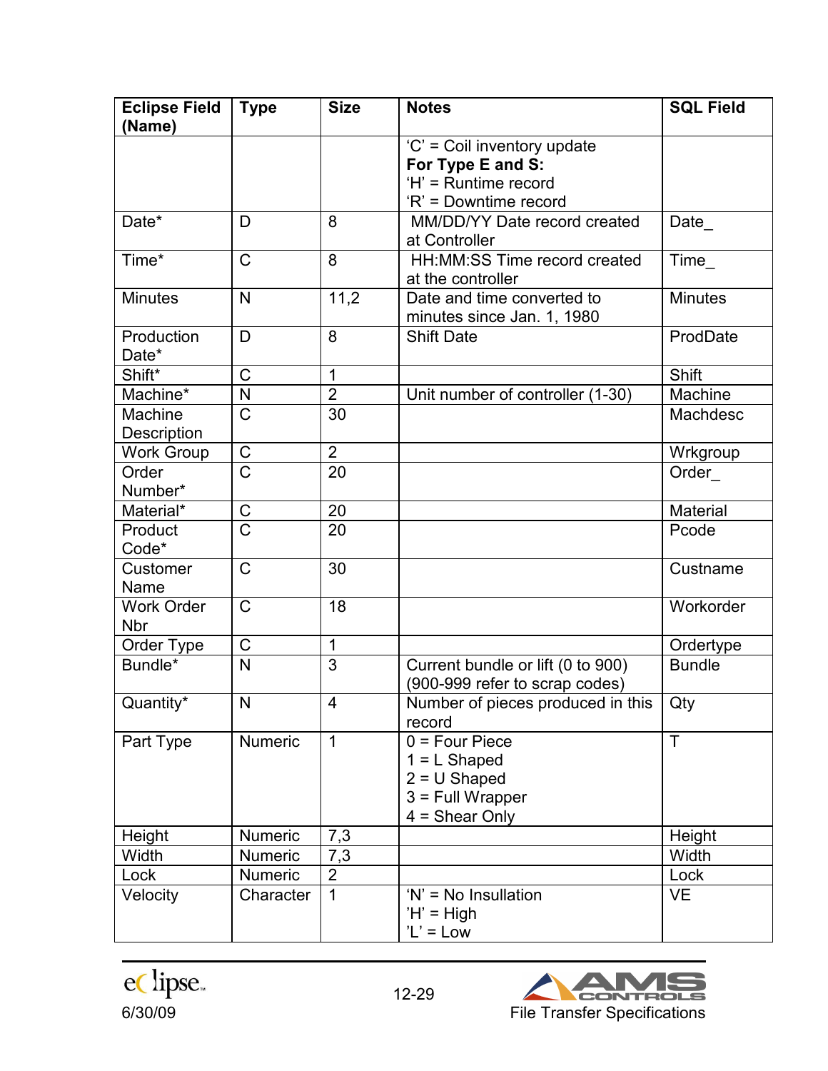| Eclipse Field (Name) | Type | Size | Notes | SQL Field |
|---|---|---|---|---|
| | | | 'C' = Coil inventory update<br>**For Type E and S:**<br>'H' = Runtime record<br>'R' = Downtime record | |
| Date* | D | 8 | MM/DD/YY Date record created at Controller | Date_ |
| Time* | C | 8 | HH:MM:SS Time record created at the controller | Time_ |
| Minutes | N | 11,2 | Date and time converted to minutes since Jan. 1, 1980 | Minutes |
| Production Date* | D | 8 | Shift Date | ProdDate |
| Shift* | C | 1 | | Shift |
| Machine* | N | 2 | Unit number of controller (1-30) | Machine |
| Machine Description | C | 30 | | Machdesc |
| Work Group | C | 2 | | Wrkgroup |
| Order Number* | C | 20 | | Order_ |
| Material* | C | 20 | | Material |
| Product Code* | C | 20 | | Pcode |
| Customer Name | C | 30 | | Custname |
| Work Order Nbr | C | 18 | | Workorder |
| Order Type | C | 1 | | Ordertype |
| Bundle* | N | 3 | Current bundle or lift (0 to 900) (900-999 refer to scrap codes) | Bundle |
| Quantity* | N | 4 | Number of pieces produced in this record | Qty |
| Part Type | Numeric | 1 | 0 = Four Piece<br>1 = L Shaped<br>2 = U Shaped<br>3 = Full Wrapper<br>4 = Shear Only | T |
| Height | Numeric | 7,3 | | Height |
| Width | Numeric | 7,3 | | Width |
| Lock | Numeric | 2 | | Lock |
| Velocity | Character | 1 | 'N' = No Insullation<br>'H' = High<br>'L' = Low | VE |

6/30/09

File Transfer Specifications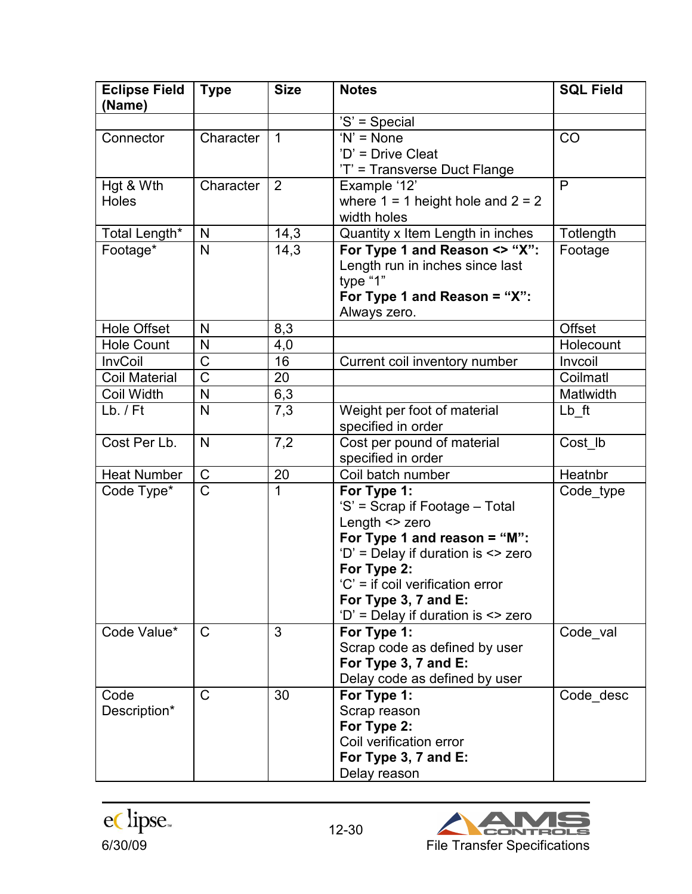| Eclipse Field (Name) | Type | Size | Notes | SQL Field |
|---|---|---|---|---|
| | | | 'S' = Special | |
| Connector | Character | 1 | 'N' = None<br>'D' = Drive Cleat<br>'T' = Transverse Duct Flange | CO |
| Hgt & Wth Holes | Character | 2 | Example '12'<br>where 1 = 1 height hole and 2 = 2 width holes | P |
| Total Length* | N | 14,3 | Quantity x Item Length in inches | Totlength |
| Footage* | N | 14,3 | **For Type 1 and Reason <> "X":** Length run in inches since last type "1"<br>**For Type 1 and Reason = "X":** Always zero. | Footage |
| Hole Offset | N | 8,3 | | Offset |
| Hole Count | N | 4,0 | | Holecount |
| InvCoil | C | 16 | Current coil inventory number | Invcoil |
| Coil Material | C | 20 | | Coilmatl |
| Coil Width | N | 6,3 | | Matlwidth |
| Lb. / Ft | N | 7,3 | Weight per foot of material specified in order | Lb_ft |
| Cost Per Lb. | N | 7,2 | Cost per pound of material specified in order | Cost_lb |
| Heat Number | C | 20 | Coil batch number | Heatnbr |
| Code Type* | C | 1 | **For Type 1:**<br>'S' = Scrap if Footage – Total Length <> zero<br>**For Type 1 and reason = "M":**<br>'D' = Delay if duration is <> zero<br>**For Type 2:**<br>'C' = if coil verification error<br>**For Type 3, 7 and E:**<br>'D' = Delay if duration is <> zero | Code_type |
| Code Value* | C | 3 | **For Type 1:**<br>Scrap code as defined by user<br>**For Type 3, 7 and E:**<br>Delay code as defined by user | Code_val |
| Code Description* | C | 30 | **For Type 1:**<br>Scrap reason<br>**For Type 2:**<br>Coil verification error<br>**For Type 3, 7 and E:**<br>Delay reason | Code_desc |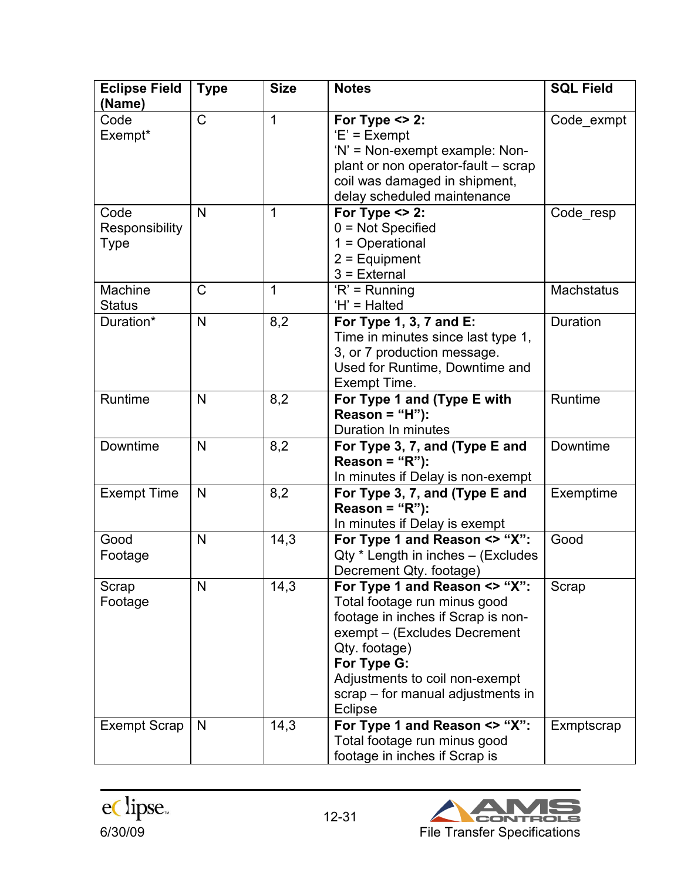| Eclipse Field (Name) | Type | Size | Notes | SQL Field |
|---|---|---|---|---|
| Code Exempt* | C | 1 | **For Type <> 2:** 'E' = Exempt 'N' = Non-exempt example: Non-plant or non operator-fault – scrap coil was damaged in shipment, delay scheduled maintenance | Code_exmpt |
| Code Responsibility Type | N | 1 | **For Type <> 2:** 0 = Not Specified 1 = Operational 2 = Equipment 3 = External | Code_resp |
| Machine Status | C | 1 | 'R' = Running 'H' = Halted | Machstatus |
| Duration* | N | 8,2 | **For Type 1, 3, 7 and E:** Time in minutes since last type 1, 3, or 7 production message. Used for Runtime, Downtime and Exempt Time. | Duration |
| Runtime | N | 8,2 | **For Type 1 and (Type E with Reason = "H"):** Duration In minutes | Runtime |
| Downtime | N | 8,2 | **For Type 3, 7, and (Type E and Reason = "R"):** In minutes if Delay is non-exempt | Downtime |
| Exempt Time | N | 8,2 | **For Type 3, 7, and (Type E and Reason = "R"):** In minutes if Delay is exempt | Exemptime |
| Good Footage | N | 14,3 | **For Type 1 and Reason <> "X":** Qty * Length in inches – (Excludes Decrement Qty. footage) | Good |
| Scrap Footage | N | 14,3 | **For Type 1 and Reason <> "X":** Total footage run minus good footage in inches if Scrap is non-exempt – (Excludes Decrement Qty. footage) **For Type G:** Adjustments to coil non-exempt scrap – for manual adjustments in Eclipse | Scrap |
| Exempt Scrap | N | 14,3 | **For Type 1 and Reason <> "X":** Total footage run minus good footage in inches if Scrap is | Exmptscrap |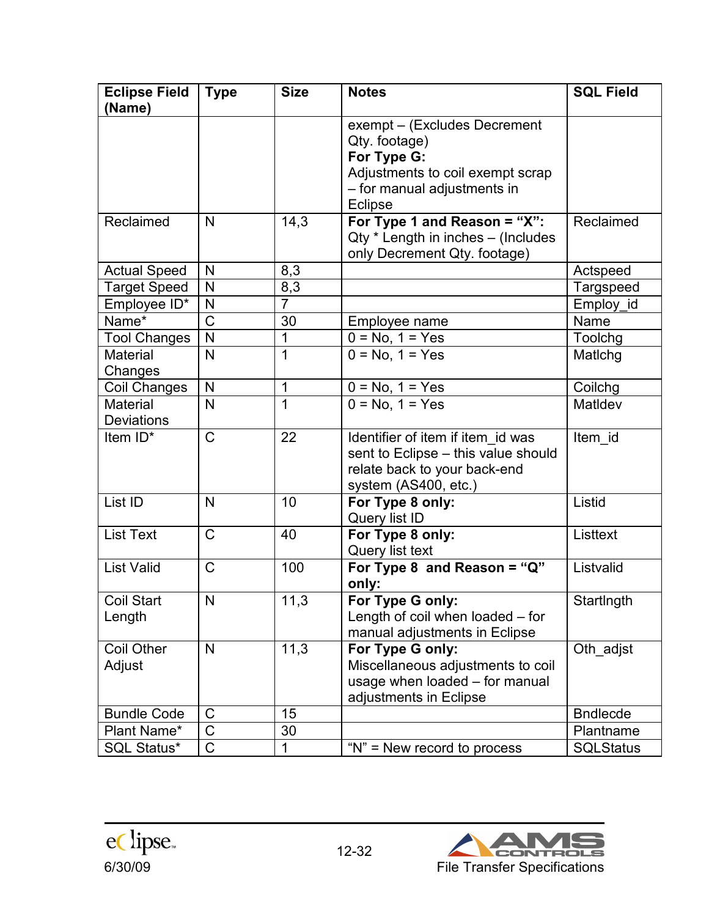| Eclipse Field (Name) | Type | Size | Notes | SQL Field |
|---|---|---|---|---|
| | | | exempt – (Excludes Decrement Qty. footage)<br>**For Type G:**<br>Adjustments to coil exempt scrap – for manual adjustments in Eclipse | |
| Reclaimed | N | 14,3 | **For Type 1 and Reason = "X":**<br>Qty * Length in inches – (Includes only Decrement Qty. footage) | Reclaimed |
| Actual Speed | N | 8,3 | | Actspeed |
| Target Speed | N | 8,3 | | Targspeed |
| Employee ID* | N | 7 | | Employ_id |
| Name* | C | 30 | Employee name | Name |
| Tool Changes | N | 1 | 0 = No, 1 = Yes | Toolchg |
| Material Changes | N | 1 | 0 = No, 1 = Yes | Matlchg |
| Coil Changes | N | 1 | 0 = No, 1 = Yes | Coilchg |
| Material Deviations | N | 1 | 0 = No, 1 = Yes | Matldev |
| Item ID* | C | 22 | Identifier of item if item_id was sent to Eclipse – this value should relate back to your back-end system (AS400, etc.) | Item_id |
| List ID | N | 10 | **For Type 8 only:**<br>Query list ID | Listid |
| List Text | C | 40 | **For Type 8 only:**<br>Query list text | Listtext |
| List Valid | C | 100 | **For Type 8 and Reason = "Q" only:** | Listvalid |
| Coil Start Length | N | 11,3 | **For Type G only:**<br>Length of coil when loaded – for manual adjustments in Eclipse | Startlngth |
| Coil Other Adjust | N | 11,3 | **For Type G only:**<br>Miscellaneous adjustments to coil usage when loaded – for manual adjustments in Eclipse | Oth_adjst |
| Bundle Code | C | 15 | | Bndlecde |
| Plant Name* | C | 30 | | Plantname |
| SQL Status* | C | 1 | "N" = New record to process | SQLStatus |